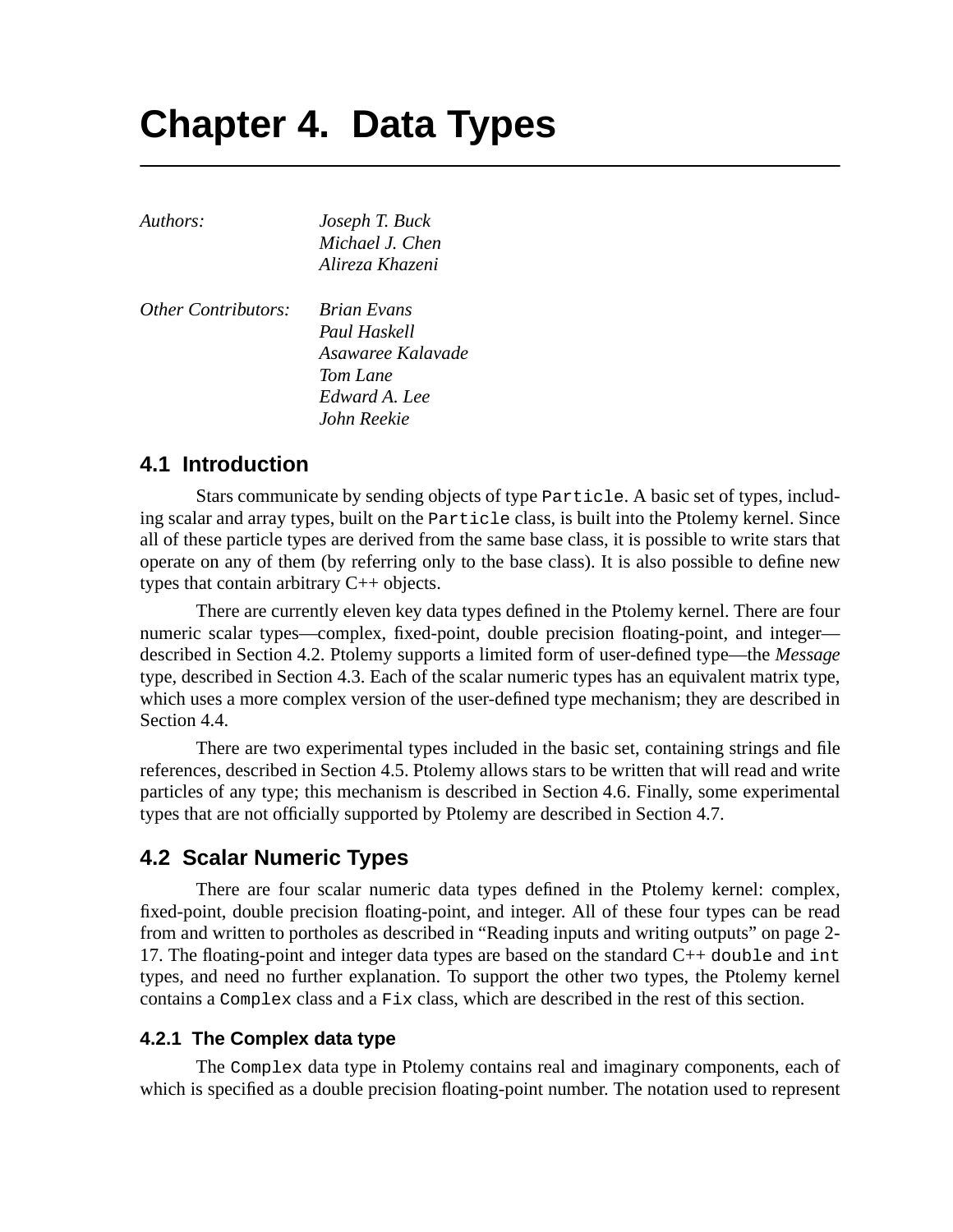# Chapter 4. Data Types

*Authors:* *Joseph T. Buck*
*Michael J. Chen*
*Alireza Khazeni*

*Other Contributors:* *Brian Evans*
*Paul Haskell*
*Asawaree Kalavade*
*Tom Lane*
*Edward A. Lee*
*John Reekie*

## 4.1 Introduction

Stars communicate by sending objects of type `Particle`. A basic set of types, including scalar and array types, built on the `Particle` class, is built into the Ptolemy kernel. Since all of these particle types are derived from the same base class, it is possible to write stars that operate on any of them (by referring only to the base class). It is also possible to define new types that contain arbitrary C++ objects.

There are currently eleven key data types defined in the Ptolemy kernel. There are four numeric scalar types—complex, fixed-point, double precision floating-point, and integer—described in Section 4.2. Ptolemy supports a limited form of user-defined type—the *Message* type, described in Section 4.3. Each of the scalar numeric types has an equivalent matrix type, which uses a more complex version of the user-defined type mechanism; they are described in Section 4.4.

There are two experimental types included in the basic set, containing strings and file references, described in Section 4.5. Ptolemy allows stars to be written that will read and write particles of any type; this mechanism is described in Section 4.6. Finally, some experimental types that are not officially supported by Ptolemy are described in Section 4.7.

## 4.2 Scalar Numeric Types

There are four scalar numeric data types defined in the Ptolemy kernel: complex, fixed-point, double precision floating-point, and integer. All of these four types can be read from and written to portholes as described in “Reading inputs and writing outputs” on page 2-17. The floating-point and integer data types are based on the standard C++ `double` and `int` types, and need no further explanation. To support the other two types, the Ptolemy kernel contains a `Complex` class and a `Fix` class, which are described in the rest of this section.

### 4.2.1 The Complex data type

The `Complex` data type in Ptolemy contains real and imaginary components, each of which is specified as a double precision floating-point number. The notation used to represent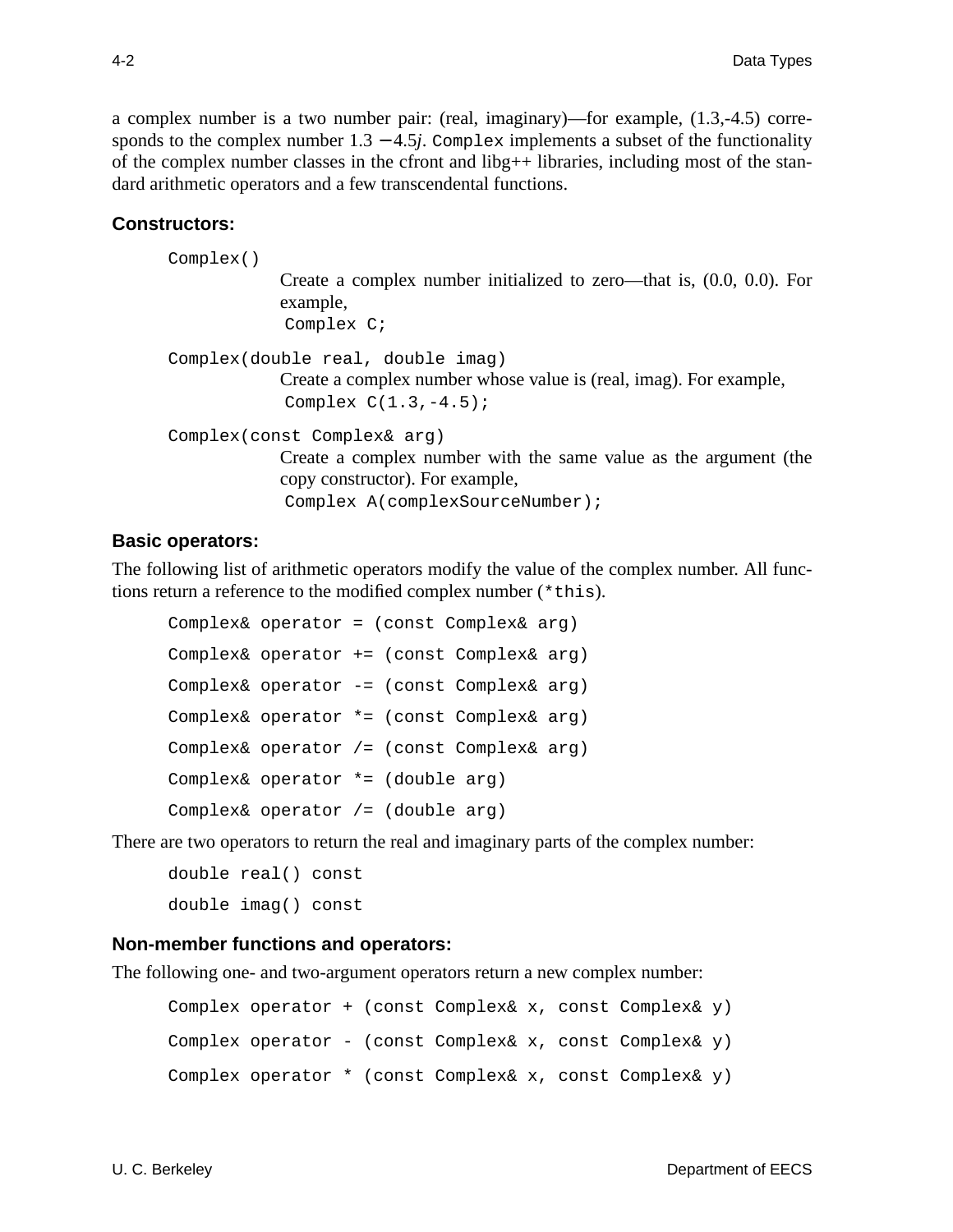a complex number is a two number pair: (real, imaginary)—for example, (1.3,-4.5) corresponds to the complex number $1.3 - 4.5j$. `Complex` implements a subset of the functionality of the complex number classes in the cfront and libg++ libraries, including most of the standard arithmetic operators and a few transcendental functions.

### Constructors:

```
Complex()
```

Create a complex number initialized to zero—that is, (0.0, 0.0). For example,

```
Complex C;
```

```
Complex(double real, double imag)
```

Create a complex number whose value is (real, imag). For example,

```
Complex C(1.3,-4.5);
```

```
Complex(const Complex& arg)
```

Create a complex number with the same value as the argument (the copy constructor). For example,

```
Complex A(complexSourceNumber);
```

### Basic operators:

The following list of arithmetic operators modify the value of the complex number. All functions return a reference to the modified complex number (`*this`).

```
Complex& operator = (const Complex& arg)
Complex& operator += (const Complex& arg)
Complex& operator -= (const Complex& arg)
Complex& operator *= (const Complex& arg)
Complex& operator /= (const Complex& arg)
Complex& operator *= (double arg)
Complex& operator /= (double arg)
```

There are two operators to return the real and imaginary parts of the complex number:

```
double real() const
double imag() const
```

### Non-member functions and operators:

The following one- and two-argument operators return a new complex number:

```
Complex operator + (const Complex& x, const Complex& y)
Complex operator - (const Complex& x, const Complex& y)
Complex operator * (const Complex& x, const Complex& y)
```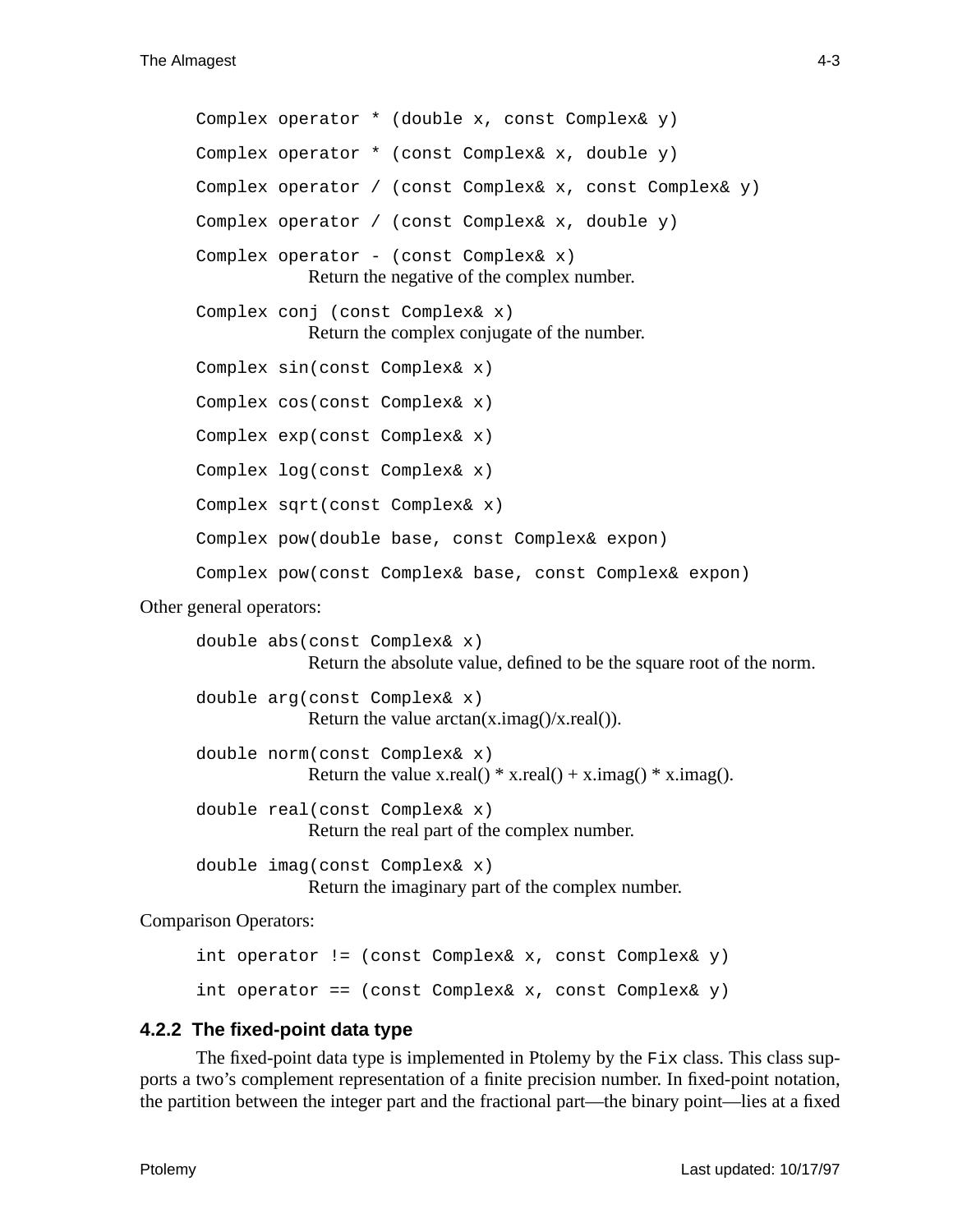```
Complex operator * (double x, const Complex& y)
Complex operator * (const Complex& x, double y)
Complex operator / (const Complex& x, const Complex& y)
Complex operator / (const Complex& x, double y)
Complex operator - (const Complex& x)
```

Return the negative of the complex number.

```
Complex conj (const Complex& x)
```

Return the complex conjugate of the number.

```
Complex sin(const Complex& x)
Complex cos(const Complex& x)
Complex exp(const Complex& x)
Complex log(const Complex& x)
Complex sqrt(const Complex& x)
Complex pow(double base, const Complex& expon)
Complex pow(const Complex& base, const Complex& expon)
```

Other general operators:

```
double abs(const Complex& x)
```

Return the absolute value, defined to be the square root of the norm.

```
double arg(const Complex& x)
```

Return the value arctan(x.imag()/x.real()).

```
double norm(const Complex& x)
```

Return the value x.real() * x.real() + x.imag() * x.imag().

```
double real(const Complex& x)
```

Return the real part of the complex number.

```
double imag(const Complex& x)
```

Return the imaginary part of the complex number.

Comparison Operators:

```
int operator != (const Complex& x, const Complex& y)
int operator == (const Complex& x, const Complex& y)
```

### 4.2.2 The fixed-point data type

The fixed-point data type is implemented in Ptolemy by the `Fix` class. This class supports a two's complement representation of a finite precision number. In fixed-point notation, the partition between the integer part and the fractional part—the binary point—lies at a fixed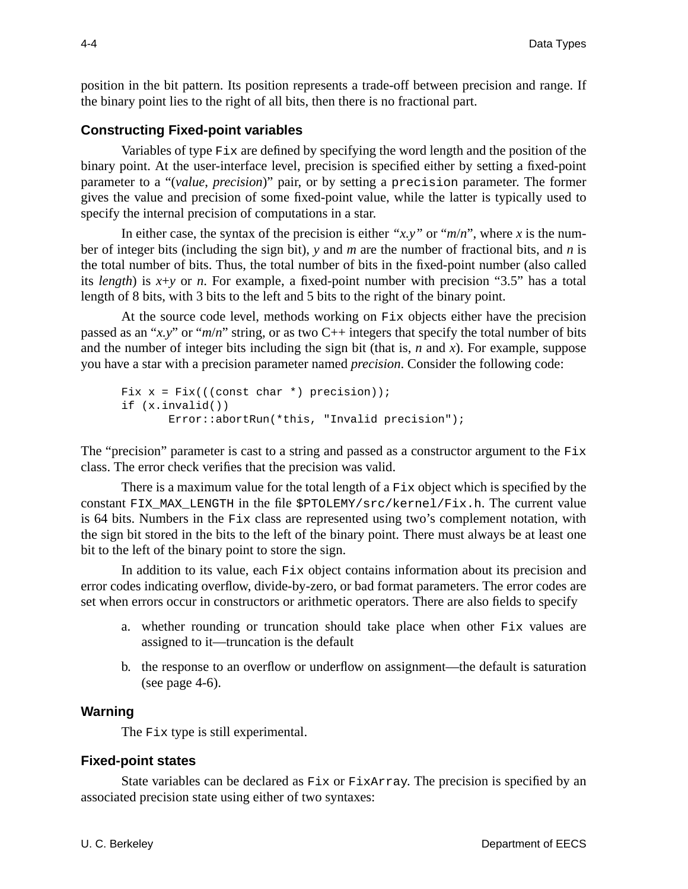position in the bit pattern. Its position represents a trade-off between precision and range. If the binary point lies to the right of all bits, then there is no fractional part.

### Constructing Fixed-point variables

Variables of type `Fix` are defined by specifying the word length and the position of the binary point. At the user-interface level, precision is specified either by setting a fixed-point parameter to a "(*value*, *precision*)" pair, or by setting a `precision` parameter. The former gives the value and precision of some fixed-point value, while the latter is typically used to specify the internal precision of computations in a star.

In either case, the syntax of the precision is either *"x.y"* or "*m*/*n*", where *x* is the number of integer bits (including the sign bit), *y* and *m* are the number of fractional bits, and *n* is the total number of bits. Thus, the total number of bits in the fixed-point number (also called its *length*) is *x*+*y* or *n*. For example, a fixed-point number with precision "3.5" has a total length of 8 bits, with 3 bits to the left and 5 bits to the right of the binary point.

At the source code level, methods working on `Fix` objects either have the precision passed as an "*x.y*" or "*m*/*n*" string, or as two C++ integers that specify the total number of bits and the number of integer bits including the sign bit (that is, *n* and *x*). For example, suppose you have a star with a precision parameter named *precision*. Consider the following code:

```
Fix x = Fix(((const char *) precision));
if (x.invalid())
      Error::abortRun(*this, "Invalid precision");
```

The "precision" parameter is cast to a string and passed as a constructor argument to the `Fix` class. The error check verifies that the precision was valid.

There is a maximum value for the total length of a `Fix` object which is specified by the constant `FIX_MAX_LENGTH` in the file `$PTOLEMY/src/kernel/Fix.h`. The current value is 64 bits. Numbers in the `Fix` class are represented using two's complement notation, with the sign bit stored in the bits to the left of the binary point. There must always be at least one bit to the left of the binary point to store the sign.

In addition to its value, each `Fix` object contains information about its precision and error codes indicating overflow, divide-by-zero, or bad format parameters. The error codes are set when errors occur in constructors or arithmetic operators. There are also fields to specify

a. whether rounding or truncation should take place when other `Fix` values are assigned to it—truncation is the default

b. the response to an overflow or underflow on assignment—the default is saturation (see page 4-6).

### Warning

The `Fix` type is still experimental.

### Fixed-point states

State variables can be declared as `Fix` or `FixArray`. The precision is specified by an associated precision state using either of two syntaxes: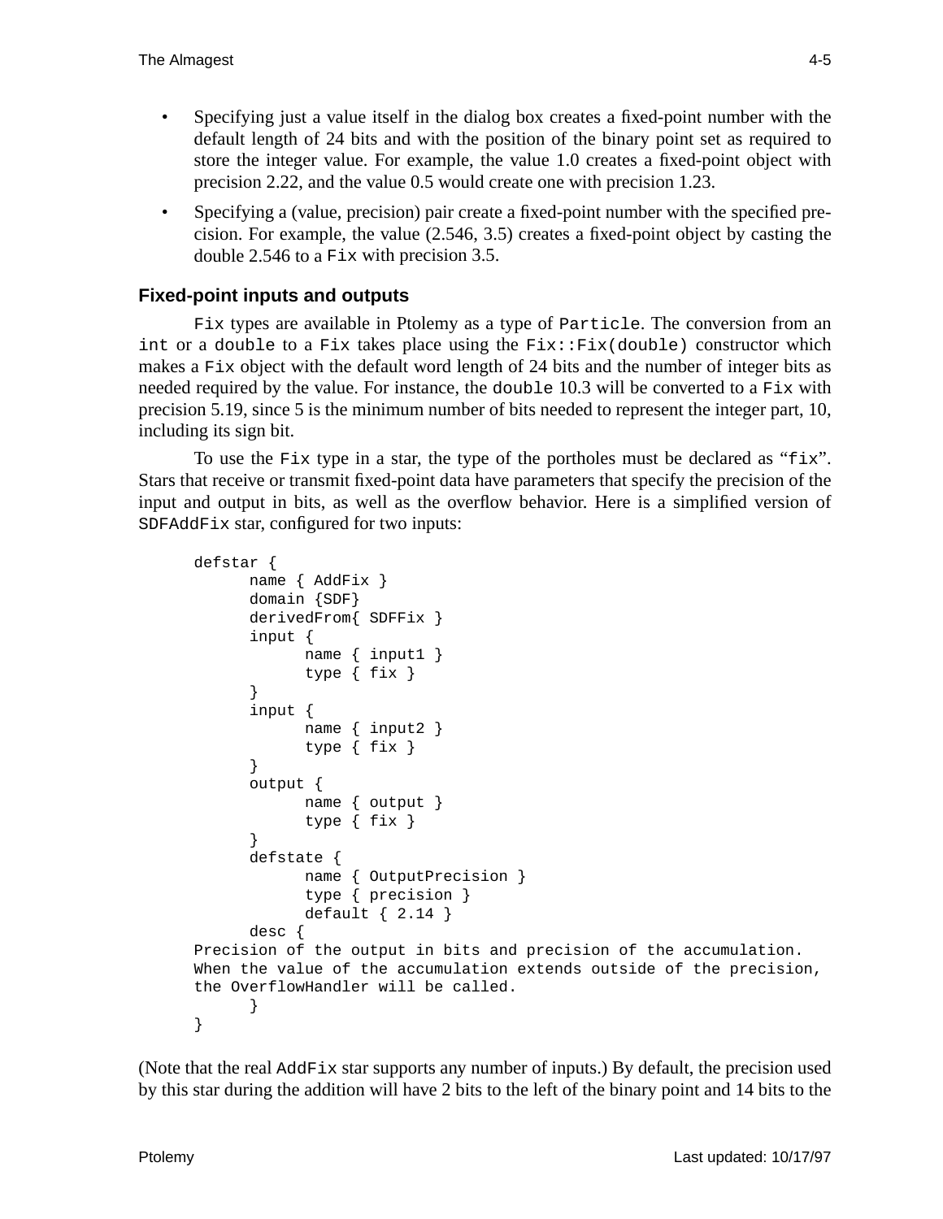- Specifying just a value itself in the dialog box creates a fixed-point number with the default length of 24 bits and with the position of the binary point set as required to store the integer value. For example, the value 1.0 creates a fixed-point object with precision 2.22, and the value 0.5 would create one with precision 1.23.
- Specifying a (value, precision) pair create a fixed-point number with the specified precision. For example, the value (2.546, 3.5) creates a fixed-point object by casting the double 2.546 to a `Fix` with precision 3.5.

### Fixed-point inputs and outputs

`Fix` types are available in Ptolemy as a type of `Particle`. The conversion from an `int` or a `double` to a `Fix` takes place using the `Fix::Fix(double)` constructor which makes a `Fix` object with the default word length of 24 bits and the number of integer bits as needed required by the value. For instance, the `double` 10.3 will be converted to a `Fix` with precision 5.19, since 5 is the minimum number of bits needed to represent the integer part, 10, including its sign bit.

To use the `Fix` type in a star, the type of the portholes must be declared as "`fix`". Stars that receive or transmit fixed-point data have parameters that specify the precision of the input and output in bits, as well as the overflow behavior. Here is a simplified version of `SDFAddFix` star, configured for two inputs:

```
defstar {
      name { AddFix }
      domain {SDF}
      derivedFrom{ SDFFix }
      input {
            name { input1 }
            type { fix }
      }
      input {
            name { input2 }
            type { fix }
      }
      output {
            name { output }
            type { fix }
      }
      defstate {
            name { OutputPrecision }
            type { precision }
            default { 2.14 }
      desc {
Precision of the output in bits and precision of the accumulation.
When the value of the accumulation extends outside of the precision,
the OverflowHandler will be called.
      }
}
```

(Note that the real `AddFix` star supports any number of inputs.) By default, the precision used by this star during the addition will have 2 bits to the left of the binary point and 14 bits to the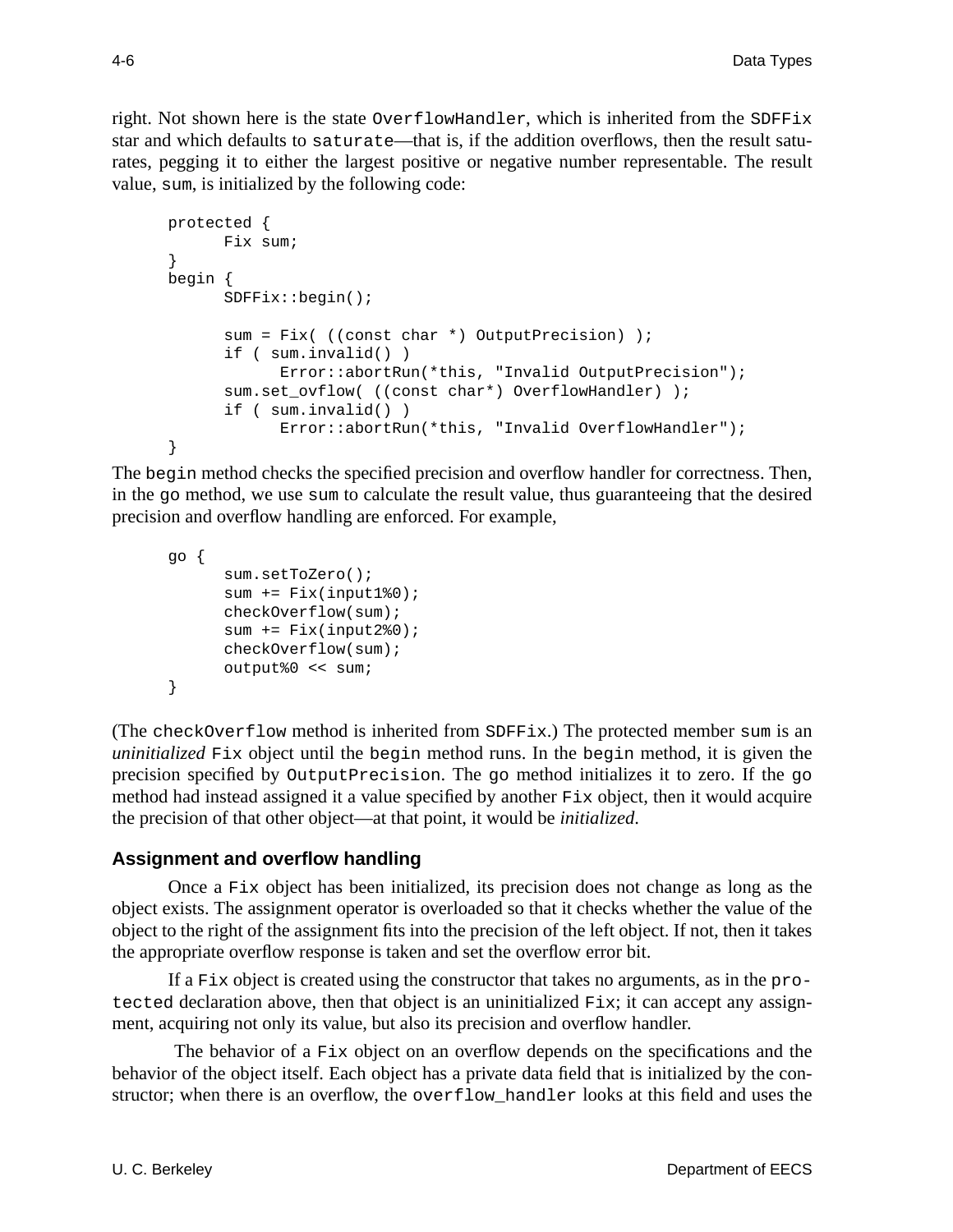right. Not shown here is the state `OverflowHandler`, which is inherited from the `SDFFix` star and which defaults to `saturate`—that is, if the addition overflows, then the result saturates, pegging it to either the largest positive or negative number representable. The result value, `sum`, is initialized by the following code:

```
protected {
      Fix sum;
}
begin {
      SDFFix::begin();

      sum = Fix( ((const char *) OutputPrecision) );
      if ( sum.invalid() )
            Error::abortRun(*this, "Invalid OutputPrecision");
      sum.set_ovflow( ((const char*) OverflowHandler) );
      if ( sum.invalid() )
            Error::abortRun(*this, "Invalid OverflowHandler");
}
```

The `begin` method checks the specified precision and overflow handler for correctness. Then, in the `go` method, we use `sum` to calculate the result value, thus guaranteeing that the desired precision and overflow handling are enforced. For example,

```
go {
      sum.setToZero();
      sum += Fix(input1%0);
      checkOverflow(sum);
      sum += Fix(input2%0);
      checkOverflow(sum);
      output%0 << sum;
}
```

(The `checkOverflow` method is inherited from `SDFFix`.) The protected member `sum` is an *uninitialized* `Fix` object until the `begin` method runs. In the `begin` method, it is given the precision specified by `OutputPrecision`. The `go` method initializes it to zero. If the `go` method had instead assigned it a value specified by another `Fix` object, then it would acquire the precision of that other object—at that point, it would be *initialized*.

### Assignment and overflow handling

Once a `Fix` object has been initialized, its precision does not change as long as the object exists. The assignment operator is overloaded so that it checks whether the value of the object to the right of the assignment fits into the precision of the left object. If not, then it takes the appropriate overflow response is taken and set the overflow error bit.

If a `Fix` object is created using the constructor that takes no arguments, as in the `protected` declaration above, then that object is an uninitialized `Fix`; it can accept any assignment, acquiring not only its value, but also its precision and overflow handler.

The behavior of a `Fix` object on an overflow depends on the specifications and the behavior of the object itself. Each object has a private data field that is initialized by the constructor; when there is an overflow, the `overflow_handler` looks at this field and uses the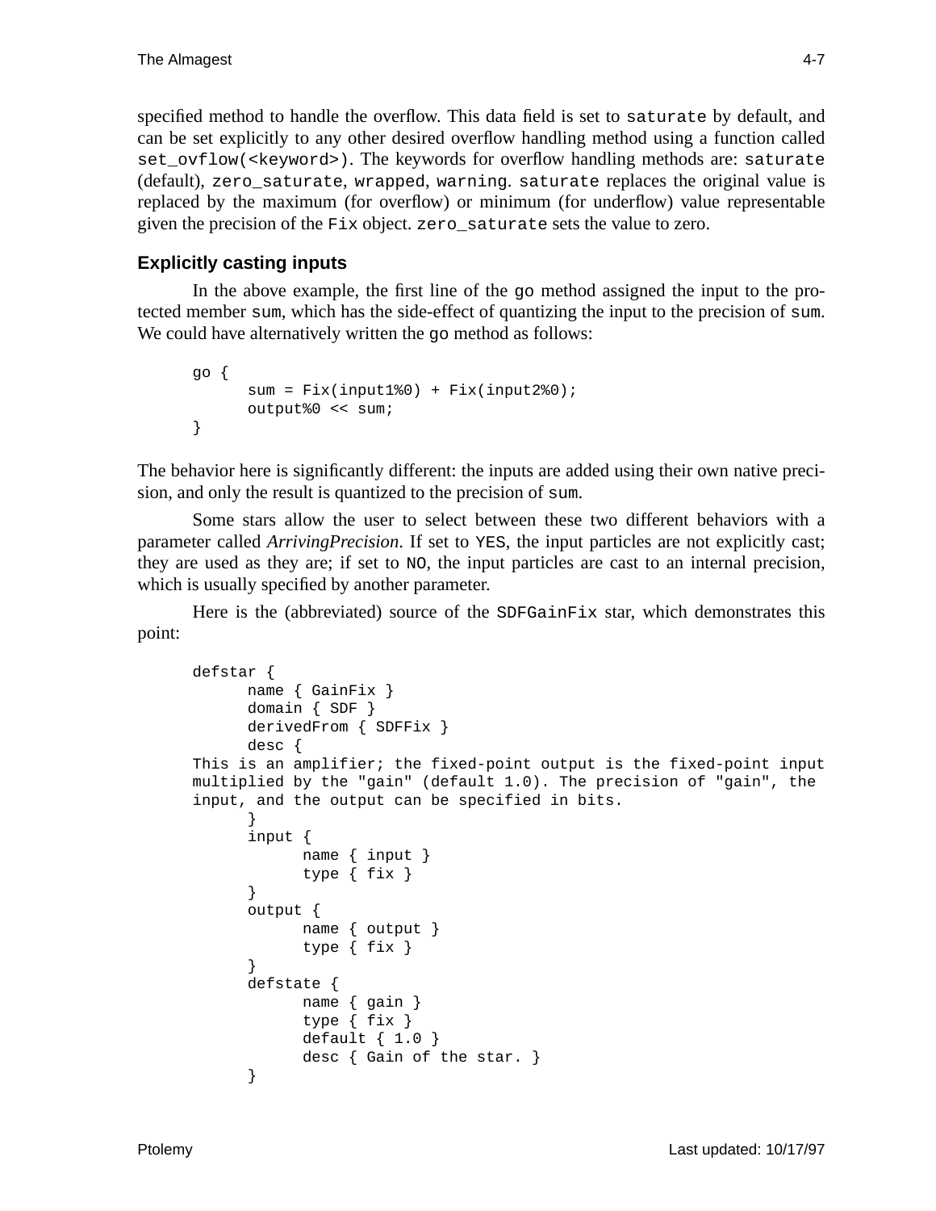specified method to handle the overflow. This data field is set to `saturate` by default, and can be set explicitly to any other desired overflow handling method using a function called `set_ovflow(<keyword>)`. The keywords for overflow handling methods are: `saturate` (default), `zero_saturate`, `wrapped`, `warning`. `saturate` replaces the original value is replaced by the maximum (for overflow) or minimum (for underflow) value representable given the precision of the `Fix` object. `zero_saturate` sets the value to zero.

### Explicitly casting inputs

In the above example, the first line of the `go` method assigned the input to the protected member `sum`, which has the side-effect of quantizing the input to the precision of `sum`. We could have alternatively written the `go` method as follows:

```
go {
      sum = Fix(input1%0) + Fix(input2%0);
      output%0 << sum;
}
```

The behavior here is significantly different: the inputs are added using their own native precision, and only the result is quantized to the precision of `sum`.

Some stars allow the user to select between these two different behaviors with a parameter called *ArrivingPrecision*. If set to `YES`, the input particles are not explicitly cast; they are used as they are; if set to `NO`, the input particles are cast to an internal precision, which is usually specified by another parameter.

Here is the (abbreviated) source of the `SDFGainFix` star, which demonstrates this point:

```
defstar {
      name { GainFix }
      domain { SDF }
      derivedFrom { SDFFix }
      desc {
This is an amplifier; the fixed-point output is the fixed-point input
multiplied by the "gain" (default 1.0). The precision of "gain", the
input, and the output can be specified in bits.
      }
      input {
            name { input }
            type { fix }
      }
      output {
            name { output }
            type { fix }
      }
      defstate {
            name { gain }
            type { fix }
            default { 1.0 }
            desc { Gain of the star. }
      }
```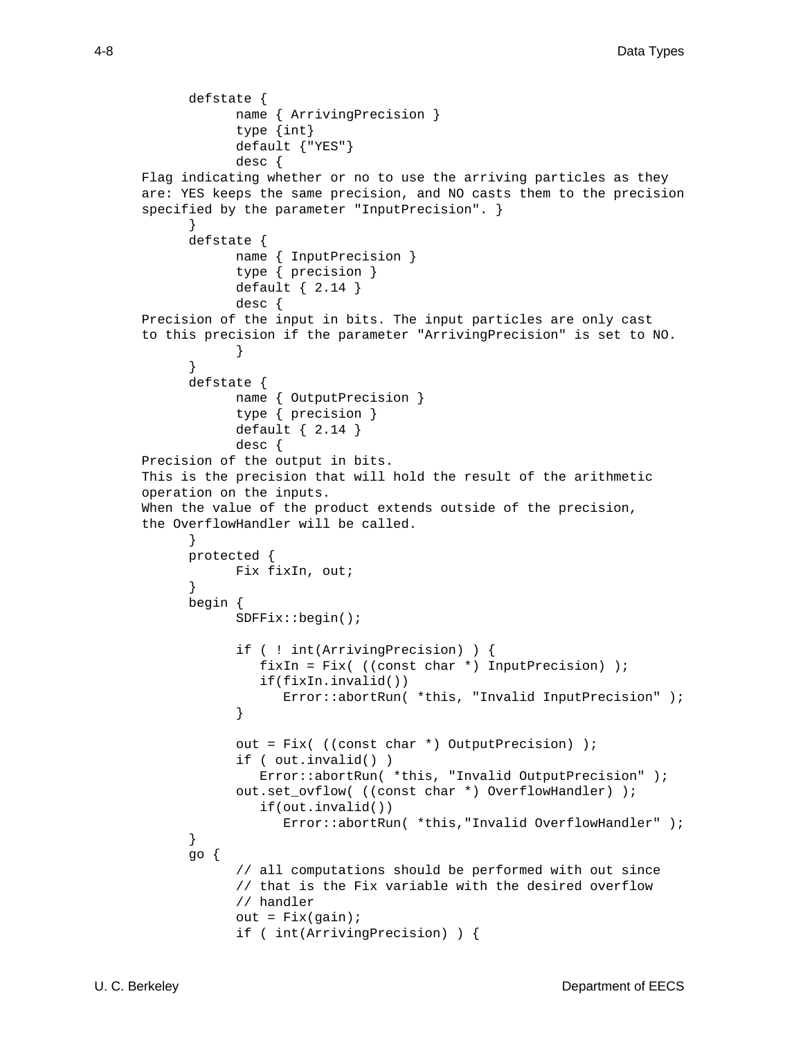```
        defstate {
              name { ArrivingPrecision }
              type {int}
              default {"YES"}
              desc {
  Flag indicating whether or no to use the arriving particles as they
  are: YES keeps the same precision, and NO casts them to the precision
  specified by the parameter "InputPrecision". }
        }
        defstate {
              name { InputPrecision }
              type { precision }
              default { 2.14 }
              desc {
  Precision of the input in bits. The input particles are only cast
  to this precision if the parameter "ArrivingPrecision" is set to NO.
              }
        }
        defstate {
              name { OutputPrecision }
              type { precision }
              default { 2.14 }
              desc {
  Precision of the output in bits.
  This is the precision that will hold the result of the arithmetic
  operation on the inputs.
  When the value of the product extends outside of the precision,
  the OverflowHandler will be called.
        }
        protected {
              Fix fixIn, out;
        }
        begin {
              SDFFix::begin();

              if ( ! int(ArrivingPrecision) ) {
                 fixIn = Fix( ((const char *) InputPrecision) );
                 if(fixIn.invalid())
                    Error::abortRun( *this, "Invalid InputPrecision" );
              }

              out = Fix( ((const char *) OutputPrecision) );
              if ( out.invalid() )
                 Error::abortRun( *this, "Invalid OutputPrecision" );
              out.set_ovflow( ((const char *) OverflowHandler) );
                 if(out.invalid())
                    Error::abortRun( *this,"Invalid OverflowHandler" );
        }
        go {
              // all computations should be performed with out since
              // that is the Fix variable with the desired overflow
              // handler
              out = Fix(gain);
              if ( int(ArrivingPrecision) ) {
```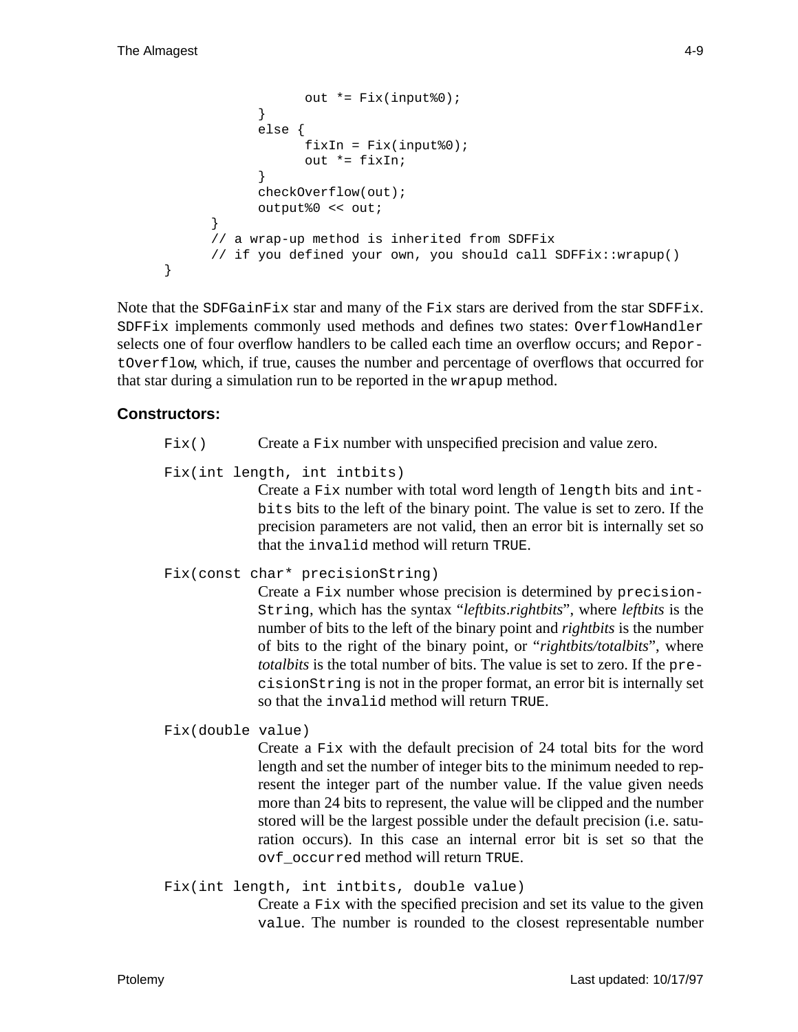```
                out *= Fix(input%0);
            }
            else {
                fixIn = Fix(input%0);
                out *= fixIn;
            }
            checkOverflow(out);
            output%0 << out;
        }
        // a wrap-up method is inherited from SDFFix
        // if you defined your own, you should call SDFFix::wrapup()
}
```

Note that the `SDFGainFix` star and many of the `Fix` stars are derived from the star `SDFFix`. `SDFFix` implements commonly used methods and defines two states: `OverflowHandler` selects one of four overflow handlers to be called each time an overflow occurs; and `ReportOverflow`, which, if true, causes the number and percentage of overflows that occurred for that star during a simulation run to be reported in the `wrapup` method.

### Constructors:

`Fix()` Create a `Fix` number with unspecified precision and value zero.

`Fix(int length, int intbits)`
: Create a `Fix` number with total word length of `length` bits and `intbits` bits to the left of the binary point. The value is set to zero. If the precision parameters are not valid, then an error bit is internally set so that the `invalid` method will return `TRUE`.

`Fix(const char* precisionString)`
: Create a `Fix` number whose precision is determined by `precisionString`, which has the syntax "*leftbits.rightbits*", where *leftbits* is the number of bits to the left of the binary point and *rightbits* is the number of bits to the right of the binary point, or "*rightbits/totalbits*", where *totalbits* is the total number of bits. The value is set to zero. If the `precisionString` is not in the proper format, an error bit is internally set so that the `invalid` method will return `TRUE`.

`Fix(double value)`
: Create a `Fix` with the default precision of 24 total bits for the word length and set the number of integer bits to the minimum needed to represent the integer part of the number value. If the value given needs more than 24 bits to represent, the value will be clipped and the number stored will be the largest possible under the default precision (i.e. saturation occurs). In this case an internal error bit is set so that the `ovf_occurred` method will return `TRUE`.

`Fix(int length, int intbits, double value)`
: Create a `Fix` with the specified precision and set its value to the given `value`. The number is rounded to the closest representable number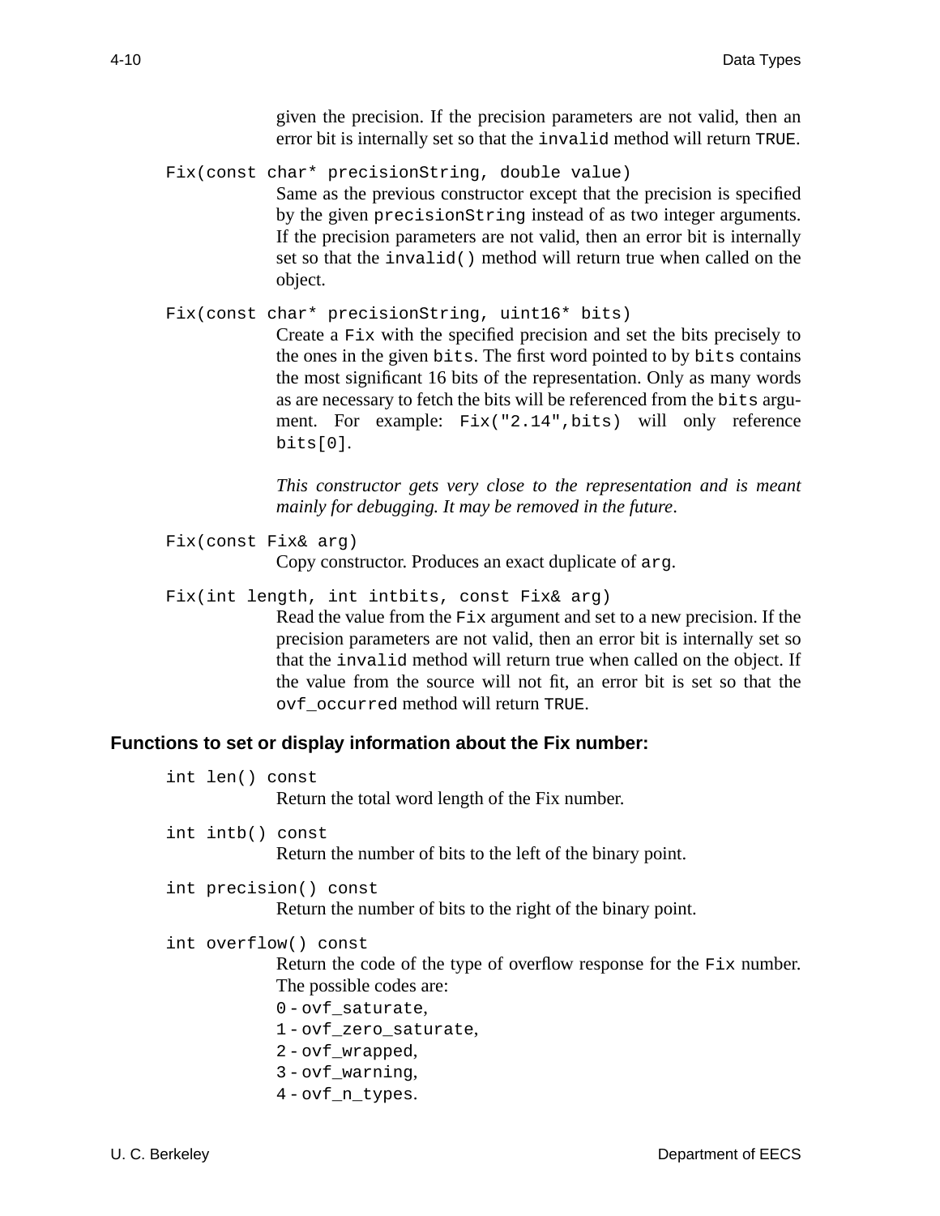given the precision. If the precision parameters are not valid, then an error bit is internally set so that the `invalid` method will return `TRUE`.

`Fix(const char* precisionString, double value)`

Same as the previous constructor except that the precision is specified by the given `precisionString` instead of as two integer arguments. If the precision parameters are not valid, then an error bit is internally set so that the `invalid()` method will return true when called on the object.

`Fix(const char* precisionString, uint16* bits)`

Create a `Fix` with the specified precision and set the bits precisely to the ones in the given `bits`. The first word pointed to by `bits` contains the most significant 16 bits of the representation. Only as many words as are necessary to fetch the bits will be referenced from the `bits` argument. For example: `Fix("2.14",bits)` will only reference `bits[0]`.

*This constructor gets very close to the representation and is meant mainly for debugging. It may be removed in the future*.

`Fix(const Fix& arg)`

Copy constructor. Produces an exact duplicate of `arg`.

`Fix(int length, int intbits, const Fix& arg)`

Read the value from the `Fix` argument and set to a new precision. If the precision parameters are not valid, then an error bit is internally set so that the `invalid` method will return true when called on the object. If the value from the source will not fit, an error bit is set so that the `ovf_occurred` method will return `TRUE`.

### Functions to set or display information about the Fix number:

`int len() const`

Return the total word length of the Fix number.

`int intb() const`

Return the number of bits to the left of the binary point.

`int precision() const`

Return the number of bits to the right of the binary point.

`int overflow() const`

Return the code of the type of overflow response for the `Fix` number. The possible codes are:

0 - `ovf_saturate`,
1 - `ovf_zero_saturate`,
2 - `ovf_wrapped`,
3 - `ovf_warning`,
4 - `ovf_n_types`.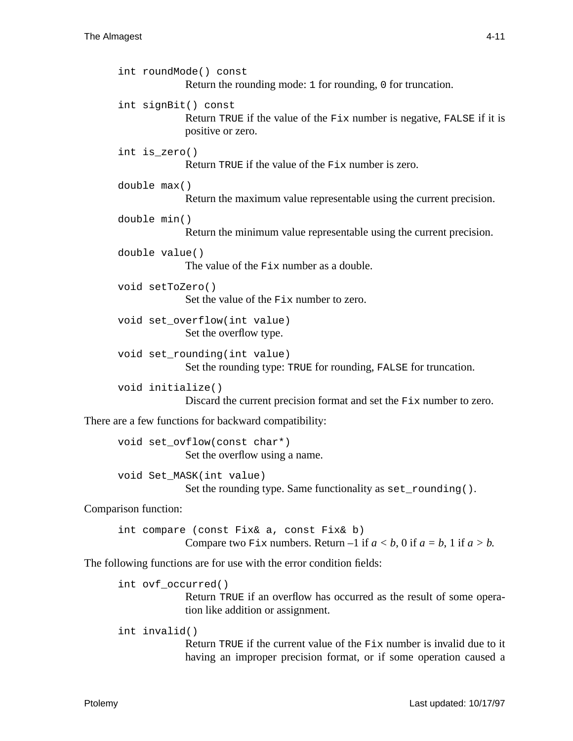`int roundMode() const`
: Return the rounding mode: `1` for rounding, `0` for truncation.

`int signBit() const`
: Return `TRUE` if the value of the `Fix` number is negative, `FALSE` if it is positive or zero.

`int is_zero()`
: Return `TRUE` if the value of the `Fix` number is zero.

`double max()`
: Return the maximum value representable using the current precision.

`double min()`
: Return the minimum value representable using the current precision.

`double value()`
: The value of the `Fix` number as a double.

`void setToZero()`
: Set the value of the `Fix` number to zero.

`void set_overflow(int value)`
: Set the overflow type.

`void set_rounding(int value)`
: Set the rounding type: `TRUE` for rounding, `FALSE` for truncation.

`void initialize()`
: Discard the current precision format and set the `Fix` number to zero.

There are a few functions for backward compatibility:

`void set_ovflow(const char*)`
: Set the overflow using a name.

`void Set_MASK(int value)`
: Set the rounding type. Same functionality as `set_rounding()`.

Comparison function:

`int compare (const Fix& a, const Fix& b)`
: Compare two `Fix` numbers. Return –1 if $a < b$, 0 if $a = b$, 1 if $a > b$.

The following functions are for use with the error condition fields:

`int ovf_occurred()`
: Return `TRUE` if an overflow has occurred as the result of some operation like addition or assignment.

`int invalid()`
: Return `TRUE` if the current value of the `Fix` number is invalid due to it having an improper precision format, or if some operation caused a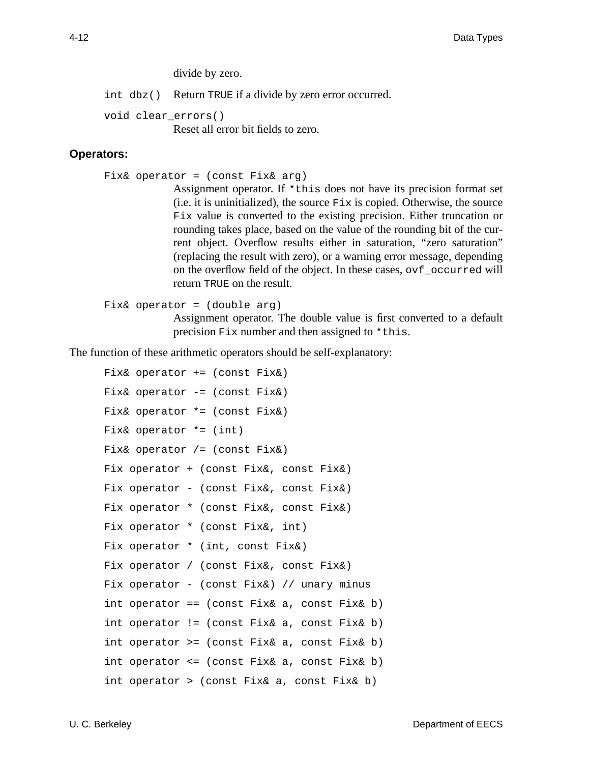divide by zero.

`int dbz()` Return `TRUE` if a divide by zero error occurred.

`void clear_errors()`
Reset all error bit fields to zero.

### Operators:

`Fix& operator = (const Fix& arg)`
Assignment operator. If `*this` does not have its precision format set (i.e. it is uninitialized), the source `Fix` is copied. Otherwise, the source `Fix` value is converted to the existing precision. Either truncation or rounding takes place, based on the value of the rounding bit of the current object. Overflow results either in saturation, "zero saturation" (replacing the result with zero), or a warning error message, depending on the overflow field of the object. In these cases, `ovf_occurred` will return `TRUE` on the result.

`Fix& operator = (double arg)`
Assignment operator. The double value is first converted to a default precision `Fix` number and then assigned to `*this`.

The function of these arithmetic operators should be self-explanatory:

```
Fix& operator += (const Fix&)
Fix& operator -= (const Fix&)
Fix& operator *= (const Fix&)
Fix& operator *= (int)
Fix& operator /= (const Fix&)
Fix operator + (const Fix&, const Fix&)
Fix operator - (const Fix&, const Fix&)
Fix operator * (const Fix&, const Fix&)
Fix operator * (const Fix&, int)
Fix operator * (int, const Fix&)
Fix operator / (const Fix&, const Fix&)
Fix operator - (const Fix&) // unary minus
int operator == (const Fix& a, const Fix& b)
int operator != (const Fix& a, const Fix& b)
int operator >= (const Fix& a, const Fix& b)
int operator <= (const Fix& a, const Fix& b)
int operator > (const Fix& a, const Fix& b)
```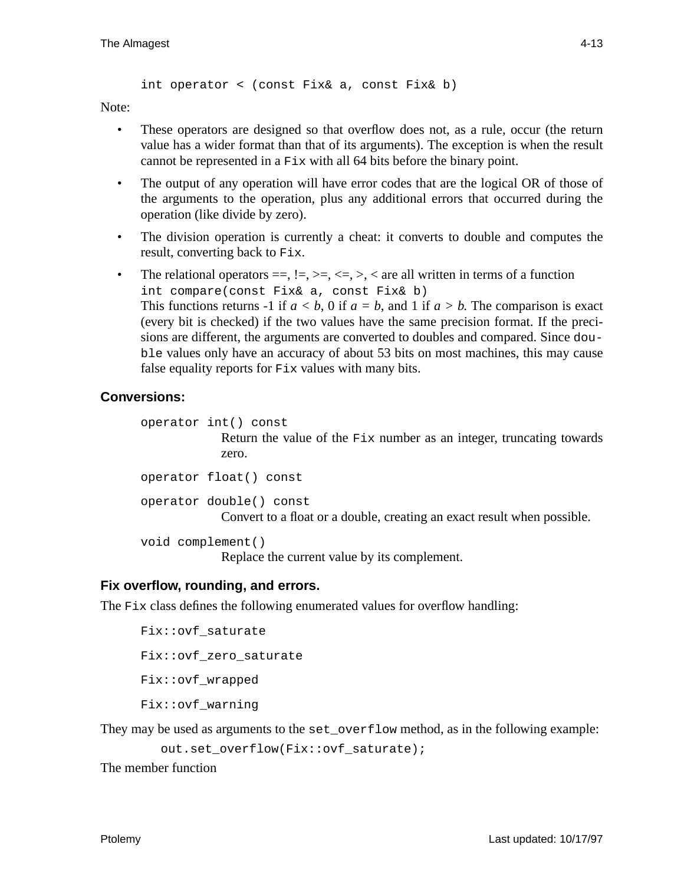```
int operator < (const Fix& a, const Fix& b)
```

Note:

- These operators are designed so that overflow does not, as a rule, occur (the return value has a wider format than that of its arguments). The exception is when the result cannot be represented in a `Fix` with all 64 bits before the binary point.
- The output of any operation will have error codes that are the logical OR of those of the arguments to the operation, plus any additional errors that occurred during the operation (like divide by zero).
- The division operation is currently a cheat: it converts to double and computes the result, converting back to `Fix`.
- The relational operators ==, !=, >=, <=, >, < are all written in terms of a function `int compare(const Fix& a, const Fix& b)`
  This functions returns -1 if $a < b$, 0 if $a = b$, and 1 if $a > b$. The comparison is exact (every bit is checked) if the two values have the same precision format. If the precisions are different, the arguments are converted to doubles and compared. Since `double` values only have an accuracy of about 53 bits on most machines, this may cause false equality reports for `Fix` values with many bits.

### Conversions:

```
operator int() const
```

Return the value of the `Fix` number as an integer, truncating towards zero.

```
operator float() const
```

```
operator double() const
```

Convert to a float or a double, creating an exact result when possible.

```
void complement()
```

Replace the current value by its complement.

### Fix overflow, rounding, and errors.

The `Fix` class defines the following enumerated values for overflow handling:

```
Fix::ovf_saturate
Fix::ovf_zero_saturate
Fix::ovf_wrapped
Fix::ovf_warning
```

They may be used as arguments to the `set_overflow` method, as in the following example:

```
out.set_overflow(Fix::ovf_saturate);
```

The member function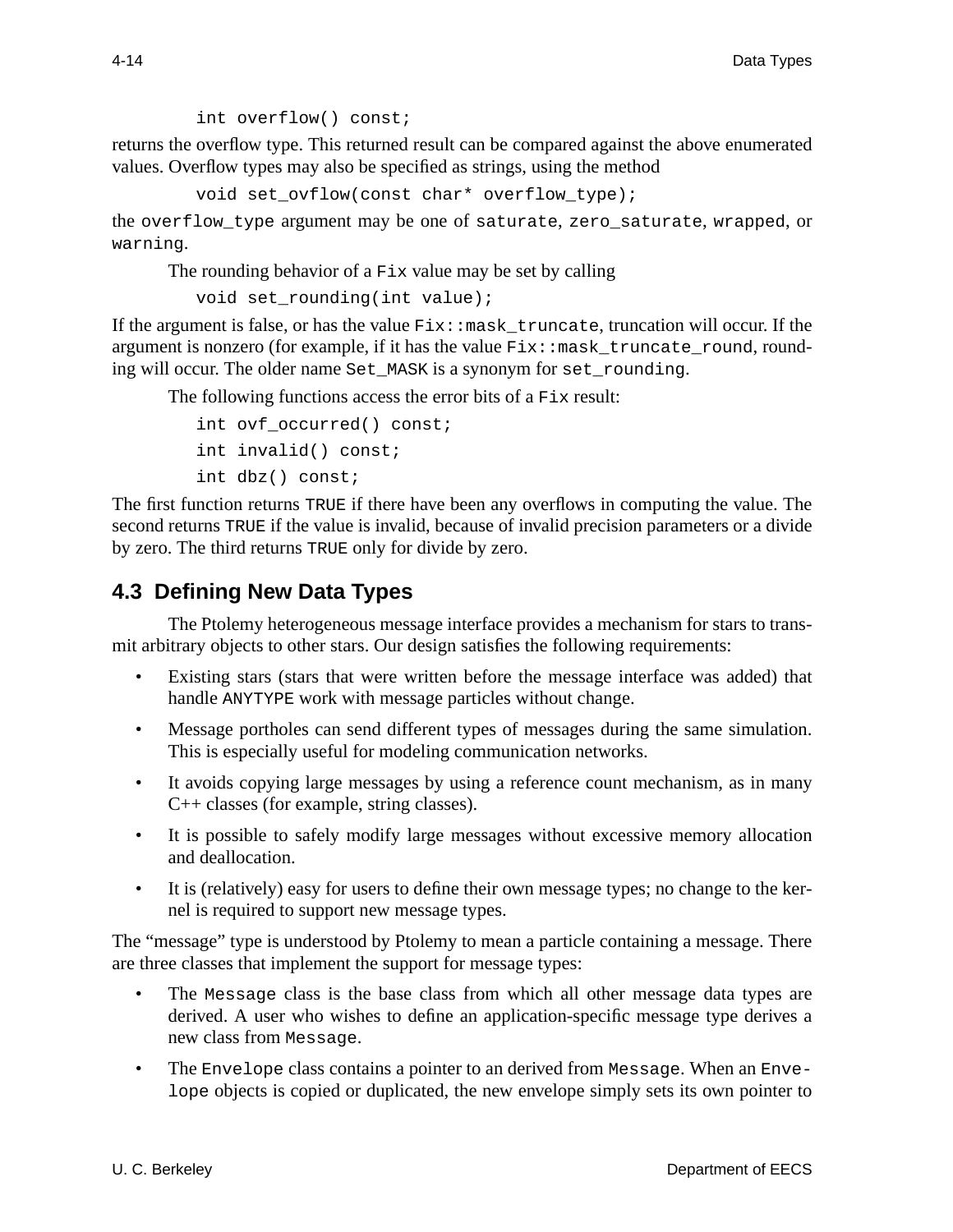```
int overflow() const;
```

returns the overflow type. This returned result can be compared against the above enumerated values. Overflow types may also be specified as strings, using the method

```
void set_ovflow(const char* overflow_type);
```

the `overflow_type` argument may be one of `saturate`, `zero_saturate`, `wrapped`, or `warning`.

The rounding behavior of a `Fix` value may be set by calling

```
void set_rounding(int value);
```

If the argument is false, or has the value `Fix::mask_truncate`, truncation will occur. If the argument is nonzero (for example, if it has the value `Fix::mask_truncate_round`, rounding will occur. The older name `Set_MASK` is a synonym for `set_rounding`.

The following functions access the error bits of a `Fix` result:

```
int ovf_occurred() const;
int invalid() const;
int dbz() const;
```

The first function returns `TRUE` if there have been any overflows in computing the value. The second returns `TRUE` if the value is invalid, because of invalid precision parameters or a divide by zero. The third returns `TRUE` only for divide by zero.

## 4.3 Defining New Data Types

The Ptolemy heterogeneous message interface provides a mechanism for stars to transmit arbitrary objects to other stars. Our design satisfies the following requirements:

- Existing stars (stars that were written before the message interface was added) that handle `ANYTYPE` work with message particles without change.
- Message portholes can send different types of messages during the same simulation. This is especially useful for modeling communication networks.
- It avoids copying large messages by using a reference count mechanism, as in many C++ classes (for example, string classes).
- It is possible to safely modify large messages without excessive memory allocation and deallocation.
- It is (relatively) easy for users to define their own message types; no change to the kernel is required to support new message types.

The "message" type is understood by Ptolemy to mean a particle containing a message. There are three classes that implement the support for message types:

- The `Message` class is the base class from which all other message data types are derived. A user who wishes to define an application-specific message type derives a new class from `Message`.
- The `Envelope` class contains a pointer to an derived from `Message`. When an `Envelope` objects is copied or duplicated, the new envelope simply sets its own pointer to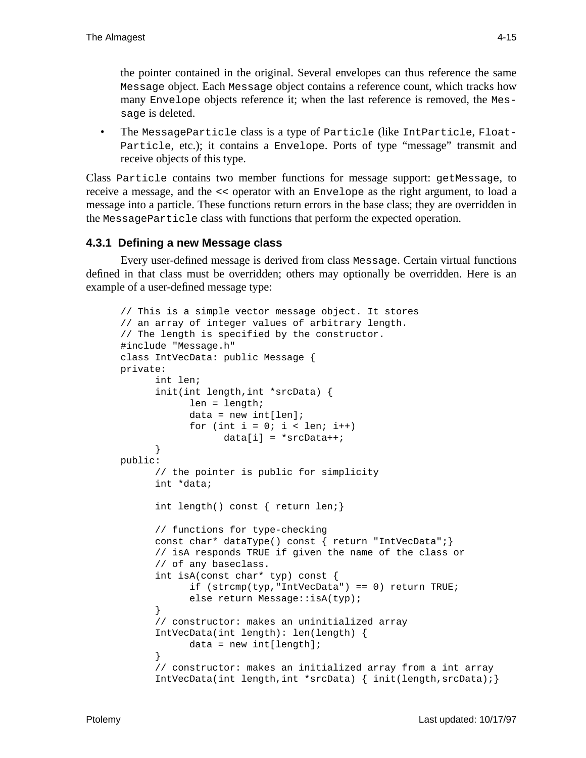the pointer contained in the original. Several envelopes can thus reference the same Message object. Each Message object contains a reference count, which tracks how many Envelope objects reference it; when the last reference is removed, the Message is deleted.

- The MessageParticle class is a type of Particle (like IntParticle, FloatParticle, etc.); it contains a Envelope. Ports of type "message" transmit and receive objects of this type.

Class Particle contains two member functions for message support: getMessage, to receive a message, and the << operator with an Envelope as the right argument, to load a message into a particle. These functions return errors in the base class; they are overridden in the MessageParticle class with functions that perform the expected operation.

### 4.3.1 Defining a new Message class

Every user-defined message is derived from class Message. Certain virtual functions defined in that class must be overridden; others may optionally be overridden. Here is an example of a user-defined message type:

```
// This is a simple vector message object. It stores
// an array of integer values of arbitrary length.
// The length is specified by the constructor.
#include "Message.h"
class IntVecData: public Message {
private:
      int len;
      init(int length,int *srcData) {
            len = length;
            data = new int[len];
            for (int i = 0; i < len; i++)
                  data[i] = *srcData++;
      }
public:
      // the pointer is public for simplicity
      int *data;

      int length() const { return len;}

      // functions for type-checking
      const char* dataType() const { return "IntVecData";}
      // isA responds TRUE if given the name of the class or
      // of any baseclass.
      int isA(const char* typ) const {
            if (strcmp(typ,"IntVecData") == 0) return TRUE;
            else return Message::isA(typ);
      }
      // constructor: makes an uninitialized array
      IntVecData(int length): len(length) {
            data = new int[length];
      }
      // constructor: makes an initialized array from a int array
      IntVecData(int length,int *srcData) { init(length,srcData);}
```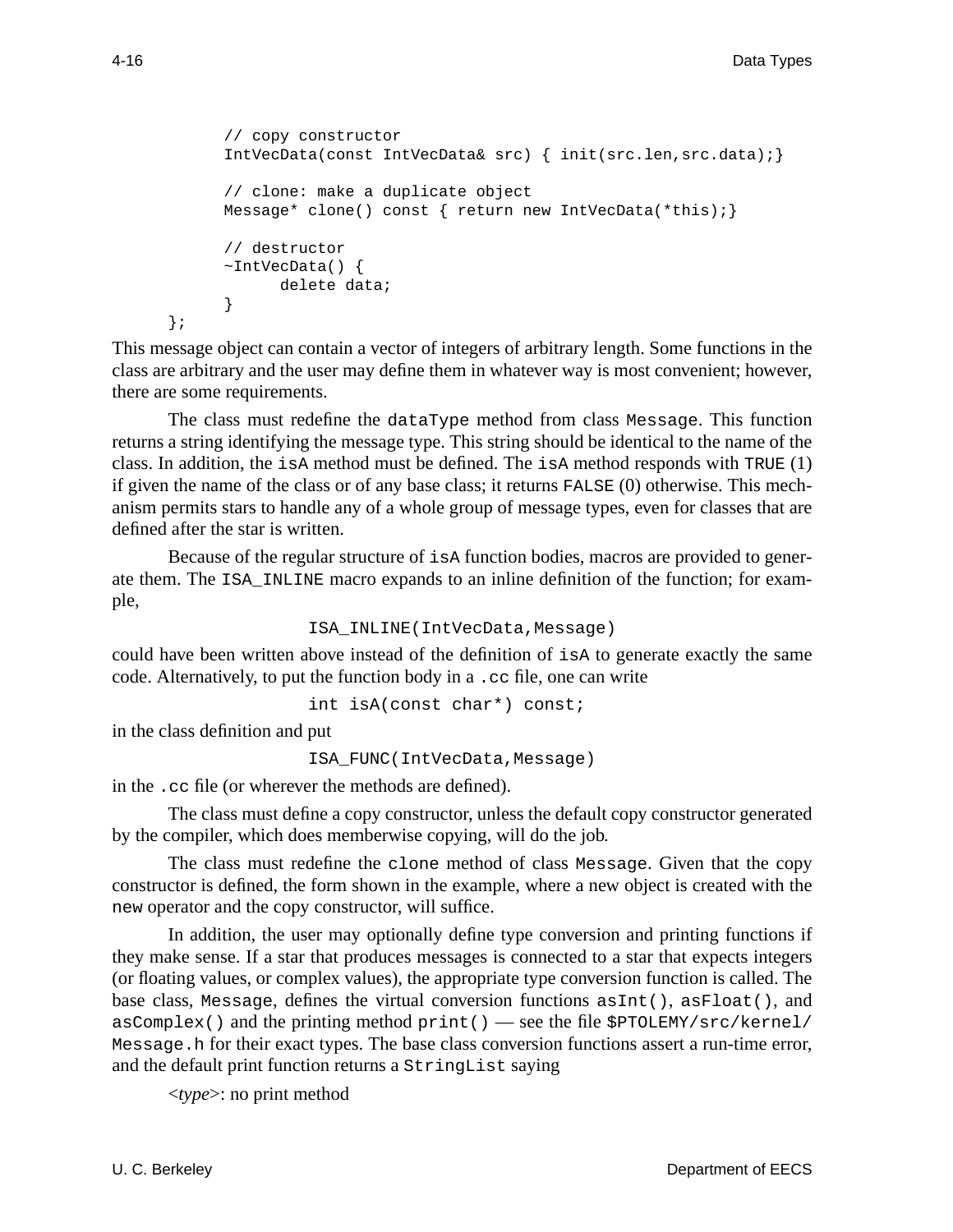```
        // copy constructor
        IntVecData(const IntVecData& src) { init(src.len,src.data);}

        // clone: make a duplicate object
        Message* clone() const { return new IntVecData(*this);}

        // destructor
        ~IntVecData() {
              delete data;
        }
};
```

This message object can contain a vector of integers of arbitrary length. Some functions in the class are arbitrary and the user may define them in whatever way is most convenient; however, there are some requirements.

The class must redefine the `dataType` method from class `Message`. This function returns a string identifying the message type. This string should be identical to the name of the class. In addition, the `isA` method must be defined. The `isA` method responds with `TRUE` (1) if given the name of the class or of any base class; it returns `FALSE` (0) otherwise. This mechanism permits stars to handle any of a whole group of message types, even for classes that are defined after the star is written.

Because of the regular structure of `isA` function bodies, macros are provided to generate them. The `ISA_INLINE` macro expands to an inline definition of the function; for example,

```
ISA_INLINE(IntVecData,Message)
```

could have been written above instead of the definition of `isA` to generate exactly the same code. Alternatively, to put the function body in a `.cc` file, one can write

```
int isA(const char*) const;
```

in the class definition and put

```
ISA_FUNC(IntVecData,Message)
```

in the `.cc` file (or wherever the methods are defined).

The class must define a copy constructor, unless the default copy constructor generated by the compiler, which does memberwise copying, will do the job.

The class must redefine the `clone` method of class `Message`. Given that the copy constructor is defined, the form shown in the example, where a new object is created with the `new` operator and the copy constructor, will suffice.

In addition, the user may optionally define type conversion and printing functions if they make sense. If a star that produces messages is connected to a star that expects integers (or floating values, or complex values), the appropriate type conversion function is called. The base class, `Message`, defines the virtual conversion functions `asInt()`, `asFloat()`, and `asComplex()` and the printing method `print()` — see the file `$PTOLEMY/src/kernel/Message.h` for their exact types. The base class conversion functions assert a run-time error, and the default print function returns a `StringList` saying

<*type*>: no print method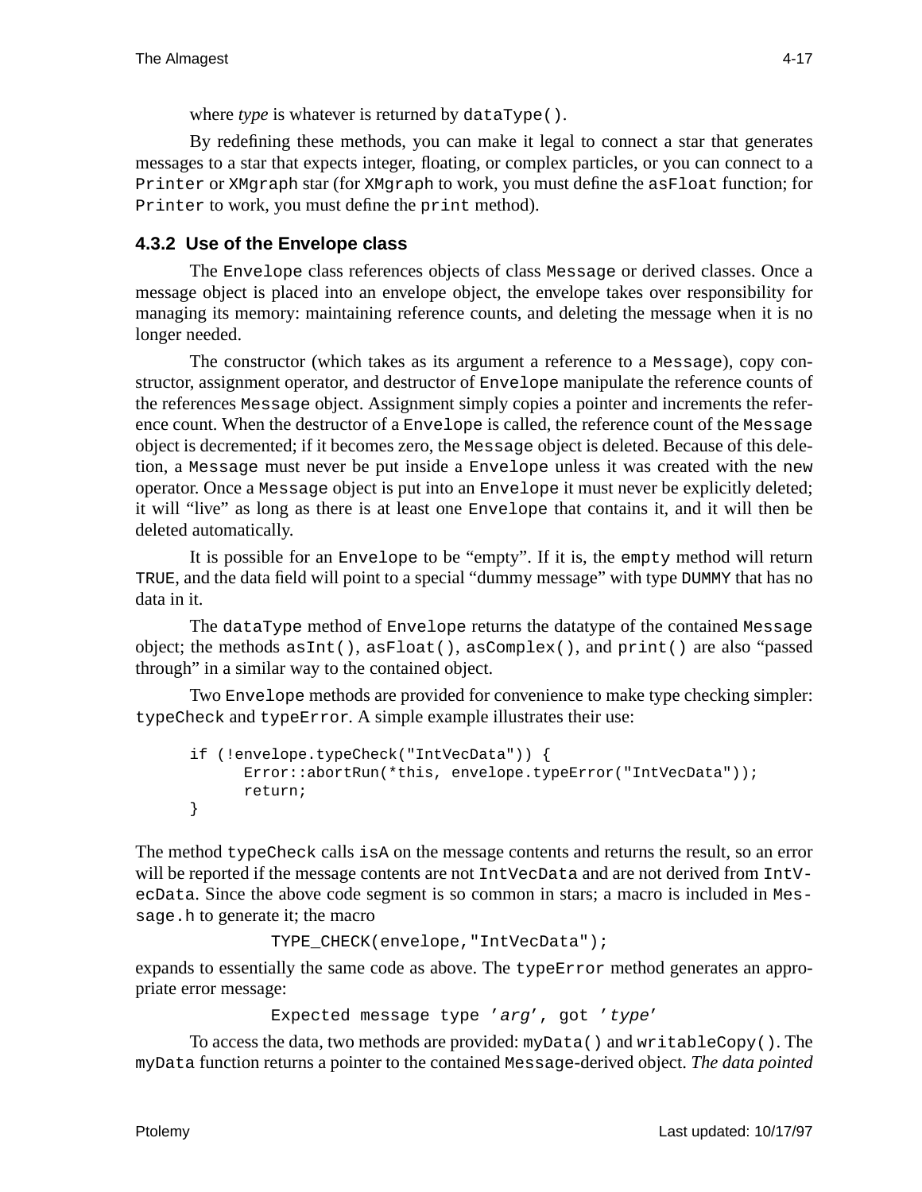where *type* is whatever is returned by `dataType()`.

By redefining these methods, you can make it legal to connect a star that generates messages to a star that expects integer, floating, or complex particles, or you can connect to a `Printer` or `XMgraph` star (for `XMgraph` to work, you must define the `asFloat` function; for `Printer` to work, you must define the `print` method).

### 4.3.2 Use of the Envelope class

The `Envelope` class references objects of class `Message` or derived classes. Once a message object is placed into an envelope object, the envelope takes over responsibility for managing its memory: maintaining reference counts, and deleting the message when it is no longer needed.

The constructor (which takes as its argument a reference to a `Message`), copy constructor, assignment operator, and destructor of `Envelope` manipulate the reference counts of the references `Message` object. Assignment simply copies a pointer and increments the reference count. When the destructor of a `Envelope` is called, the reference count of the `Message` object is decremented; if it becomes zero, the `Message` object is deleted. Because of this deletion, a `Message` must never be put inside a `Envelope` unless it was created with the `new` operator. Once a `Message` object is put into an `Envelope` it must never be explicitly deleted; it will "live" as long as there is at least one `Envelope` that contains it, and it will then be deleted automatically.

It is possible for an `Envelope` to be "empty". If it is, the `empty` method will return `TRUE`, and the data field will point to a special "dummy message" with type `DUMMY` that has no data in it.

The `dataType` method of `Envelope` returns the datatype of the contained `Message` object; the methods `asInt()`, `asFloat()`, `asComplex()`, and `print()` are also "passed through" in a similar way to the contained object.

Two `Envelope` methods are provided for convenience to make type checking simpler: `typeCheck` and `typeError`. A simple example illustrates their use:

```
if (!envelope.typeCheck("IntVecData")) {
      Error::abortRun(*this, envelope.typeError("IntVecData"));
      return;
}
```

The method `typeCheck` calls `isA` on the message contents and returns the result, so an error will be reported if the message contents are not `IntVecData` and are not derived from `IntVecData`. Since the above code segment is so common in stars; a macro is included in `Message.h` to generate it; the macro

```
TYPE_CHECK(envelope,"IntVecData");
```

expands to essentially the same code as above. The `typeError` method generates an appropriate error message:

`Expected message type '`*`arg`*`', got '`*`type`*`'`

To access the data, two methods are provided: `myData()` and `writableCopy()`. The `myData` function returns a pointer to the contained `Message`-derived object. *The data pointed*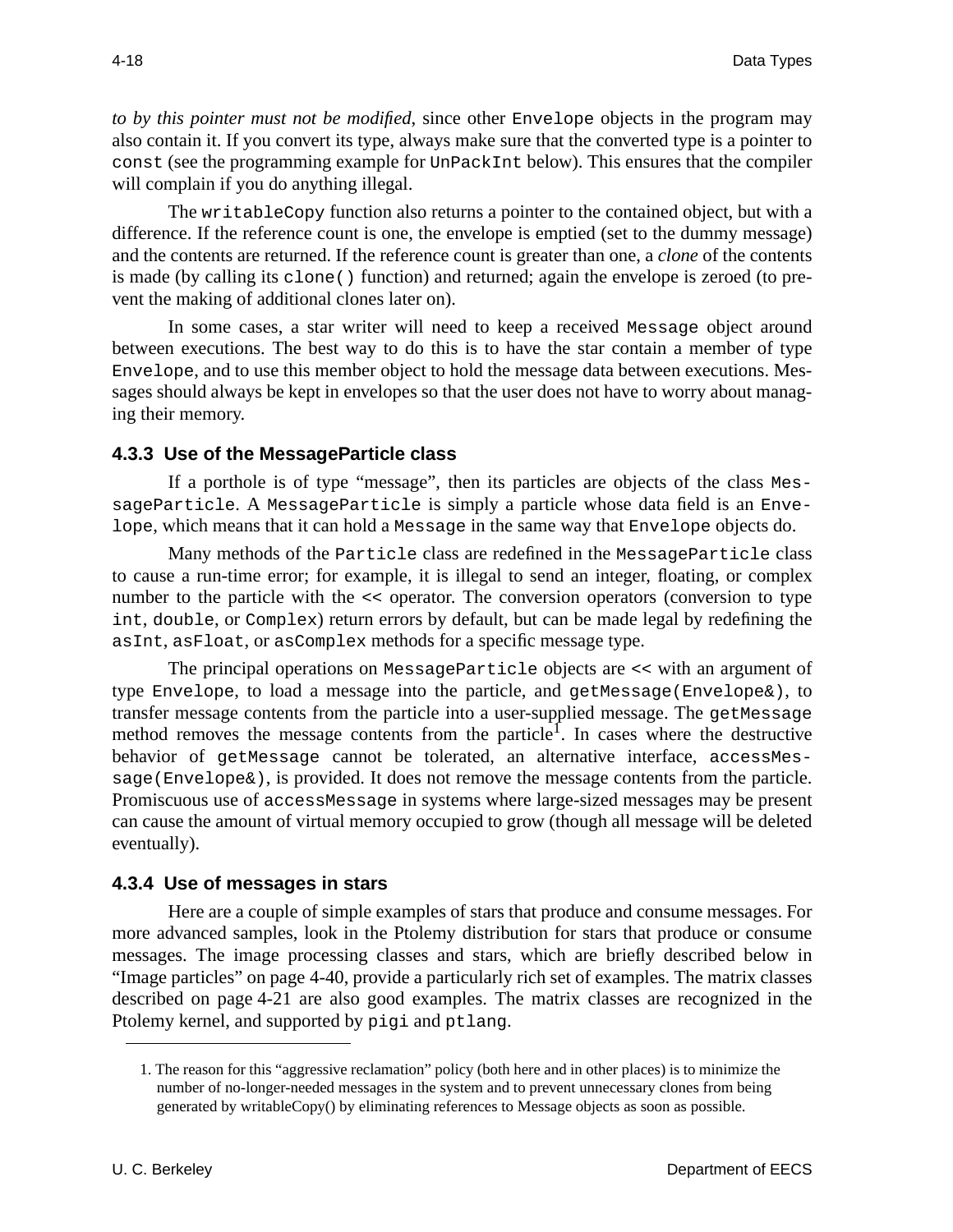*to by this pointer must not be modified*, since other `Envelope` objects in the program may also contain it. If you convert its type, always make sure that the converted type is a pointer to `const` (see the programming example for `UnPackInt` below). This ensures that the compiler will complain if you do anything illegal.

The `writableCopy` function also returns a pointer to the contained object, but with a difference. If the reference count is one, the envelope is emptied (set to the dummy message) and the contents are returned. If the reference count is greater than one, a *clone* of the contents is made (by calling its `clone()` function) and returned; again the envelope is zeroed (to prevent the making of additional clones later on).

In some cases, a star writer will need to keep a received `Message` object around between executions. The best way to do this is to have the star contain a member of type `Envelope`, and to use this member object to hold the message data between executions. Messages should always be kept in envelopes so that the user does not have to worry about managing their memory.

### 4.3.3 Use of the MessageParticle class

If a porthole is of type "message", then its particles are objects of the class `MessageParticle`. A `MessageParticle` is simply a particle whose data field is an `Envelope`, which means that it can hold a `Message` in the same way that `Envelope` objects do.

Many methods of the `Particle` class are redefined in the `MessageParticle` class to cause a run-time error; for example, it is illegal to send an integer, floating, or complex number to the particle with the `<<` operator. The conversion operators (conversion to type `int`, `double`, or `Complex`) return errors by default, but can be made legal by redefining the `asInt`, `asFloat`, or `asComplex` methods for a specific message type.

The principal operations on `MessageParticle` objects are `<<` with an argument of type `Envelope`, to load a message into the particle, and `getMessage(Envelope&)`, to transfer message contents from the particle into a user-supplied message. The `getMessage` method removes the message contents from the particle[1]. In cases where the destructive behavior of `getMessage` cannot be tolerated, an alternative interface, `accessMessage(Envelope&)`, is provided. It does not remove the message contents from the particle. Promiscuous use of `accessMessage` in systems where large-sized messages may be present can cause the amount of virtual memory occupied to grow (though all message will be deleted eventually).

### 4.3.4 Use of messages in stars

Here are a couple of simple examples of stars that produce and consume messages. For more advanced samples, look in the Ptolemy distribution for stars that produce or consume messages. The image processing classes and stars, which are briefly described below in "Image particles" on page 4-40, provide a particularly rich set of examples. The matrix classes described on page 4-21 are also good examples. The matrix classes are recognized in the Ptolemy kernel, and supported by `pigi` and `ptlang`.

---

1. The reason for this "aggressive reclamation" policy (both here and in other places) is to minimize the number of no-longer-needed messages in the system and to prevent unnecessary clones from being generated by writableCopy() by eliminating references to Message objects as soon as possible.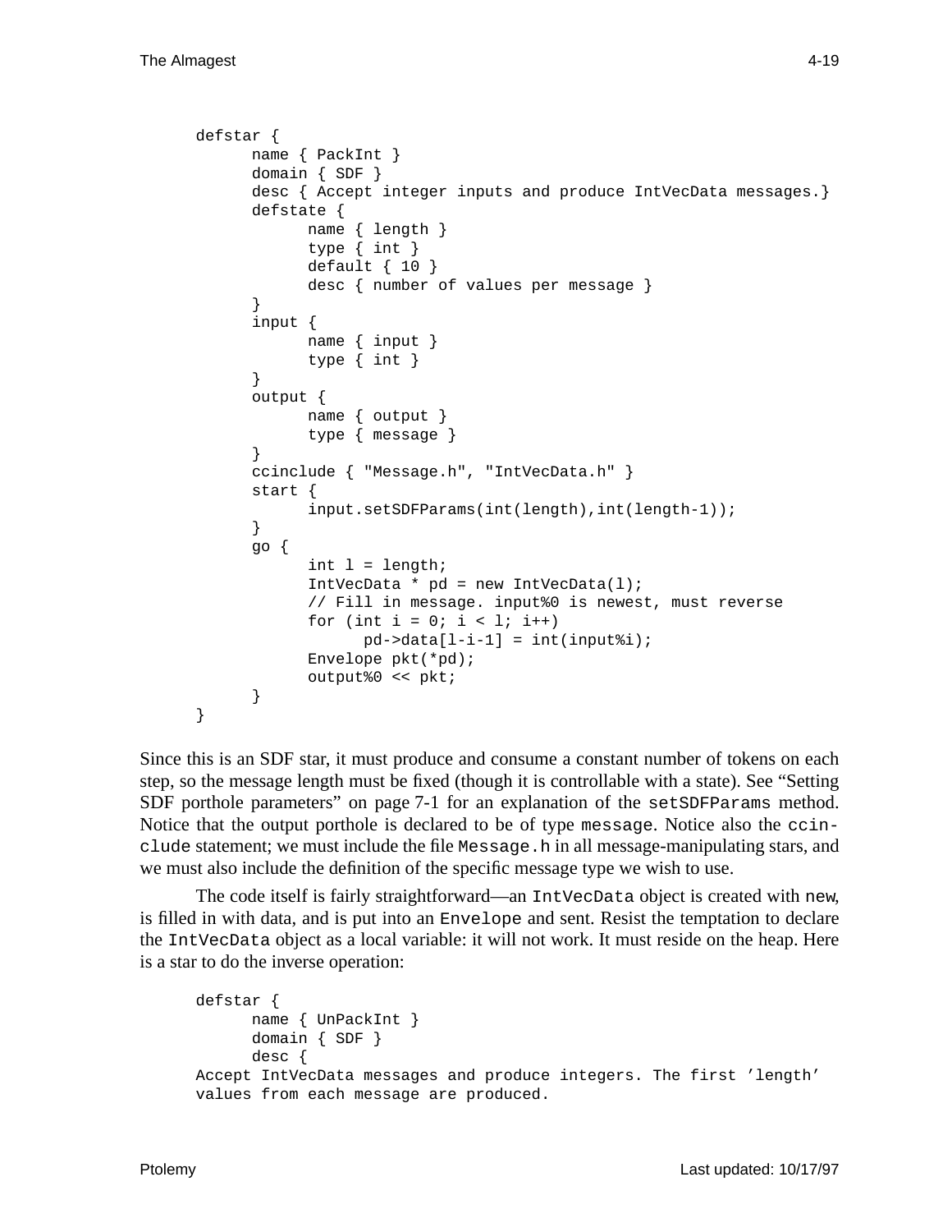```
defstar {
      name { PackInt }
      domain { SDF }
      desc { Accept integer inputs and produce IntVecData messages.}
      defstate {
            name { length }
            type { int }
            default { 10 }
            desc { number of values per message }
      }
      input {
            name { input }
            type { int }
      }
      output {
            name { output }
            type { message }
      }
      ccinclude { "Message.h", "IntVecData.h" }
      start {
            input.setSDFParams(int(length),int(length-1));
      }
      go {
            int l = length;
            IntVecData * pd = new IntVecData(l);
            // Fill in message. input%0 is newest, must reverse
            for (int i = 0; i < l; i++)
                  pd->data[l-i-1] = int(input%i);
            Envelope pkt(*pd);
            output%0 << pkt;
      }
}
```

Since this is an SDF star, it must produce and consume a constant number of tokens on each step, so the message length must be fixed (though it is controllable with a state). See "Setting SDF porthole parameters" on page 7-1 for an explanation of the `setSDFParams` method. Notice that the output porthole is declared to be of type `message`. Notice also the `ccinclude` statement; we must include the file `Message.h` in all message-manipulating stars, and we must also include the definition of the specific message type we wish to use.

The code itself is fairly straightforward—an `IntVecData` object is created with `new`, is filled in with data, and is put into an `Envelope` and sent. Resist the temptation to declare the `IntVecData` object as a local variable: it will not work. It must reside on the heap. Here is a star to do the inverse operation:

```
defstar {
      name { UnPackInt }
      domain { SDF }
      desc {
Accept IntVecData messages and produce integers. The first 'length'
values from each message are produced.
```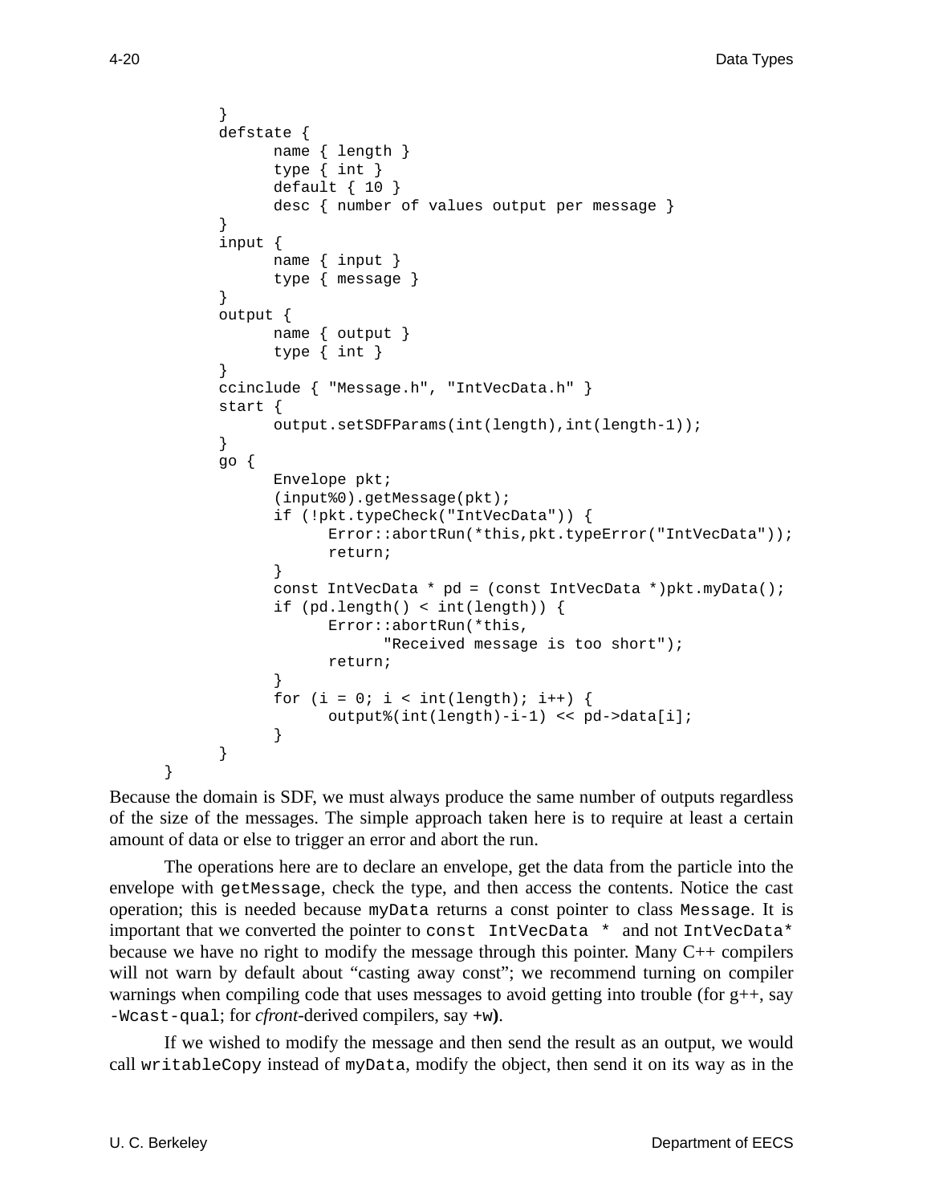```
        }
        defstate {
              name { length }
              type { int }
              default { 10 }
              desc { number of values output per message }
        }
        input {
              name { input }
              type { message }
        }
        output {
              name { output }
              type { int }
        }
        ccinclude { "Message.h", "IntVecData.h" }
        start {
              output.setSDFParams(int(length),int(length-1));
        }
        go {
              Envelope pkt;
              (input%0).getMessage(pkt);
              if (!pkt.typeCheck("IntVecData")) {
                    Error::abortRun(*this,pkt.typeError("IntVecData"));
                    return;
              }
              const IntVecData * pd = (const IntVecData *)pkt.myData();
              if (pd.length() < int(length)) {
                    Error::abortRun(*this,
                          "Received message is too short");
                    return;
              }
              for (i = 0; i < int(length); i++) {
                    output%(int(length)-i-1) << pd->data[i];
              }
        }
  }
```

Because the domain is SDF, we must always produce the same number of outputs regardless of the size of the messages. The simple approach taken here is to require at least a certain amount of data or else to trigger an error and abort the run.

The operations here are to declare an envelope, get the data from the particle into the envelope with `getMessage`, check the type, and then access the contents. Notice the cast operation; this is needed because `myData` returns a const pointer to class `Message`. It is important that we converted the pointer to `const IntVecData *` and not `IntVecData*` because we have no right to modify the message through this pointer. Many C++ compilers will not warn by default about "casting away const"; we recommend turning on compiler warnings when compiling code that uses messages to avoid getting into trouble (for g++, say `-Wcast-qual`; for *cfront*-derived compilers, say `+w`).

If we wished to modify the message and then send the result as an output, we would call `writableCopy` instead of `myData`, modify the object, then send it on its way as in the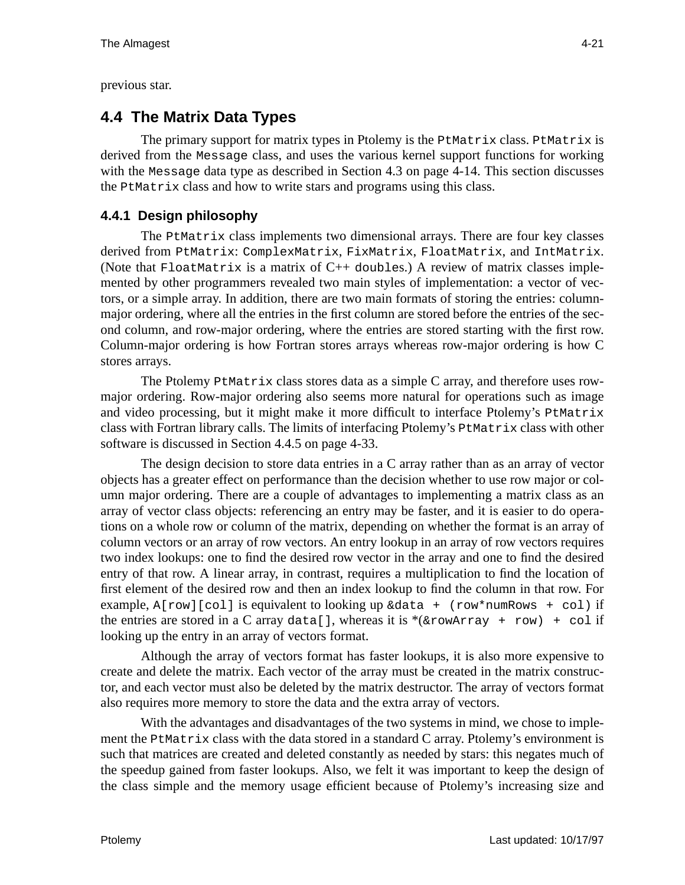previous star.

## 4.4 The Matrix Data Types

The primary support for matrix types in Ptolemy is the `PtMatrix` class. `PtMatrix` is derived from the `Message` class, and uses the various kernel support functions for working with the `Message` data type as described in Section 4.3 on page 4-14. This section discusses the `PtMatrix` class and how to write stars and programs using this class.

### 4.4.1 Design philosophy

The `PtMatrix` class implements two dimensional arrays. There are four key classes derived from `PtMatrix`: `ComplexMatrix`, `FixMatrix`, `FloatMatrix`, and `IntMatrix`. (Note that `FloatMatrix` is a matrix of C++ `doubles`.) A review of matrix classes implemented by other programmers revealed two main styles of implementation: a vector of vectors, or a simple array. In addition, there are two main formats of storing the entries: column-major ordering, where all the entries in the first column are stored before the entries of the second column, and row-major ordering, where the entries are stored starting with the first row. Column-major ordering is how Fortran stores arrays whereas row-major ordering is how C stores arrays.

The Ptolemy `PtMatrix` class stores data as a simple C array, and therefore uses row-major ordering. Row-major ordering also seems more natural for operations such as image and video processing, but it might make it more difficult to interface Ptolemy's `PtMatrix` class with Fortran library calls. The limits of interfacing Ptolemy's `PtMatrix` class with other software is discussed in Section 4.4.5 on page 4-33.

The design decision to store data entries in a C array rather than as an array of vector objects has a greater effect on performance than the decision whether to use row major or column major ordering. There are a couple of advantages to implementing a matrix class as an array of vector class objects: referencing an entry may be faster, and it is easier to do operations on a whole row or column of the matrix, depending on whether the format is an array of column vectors or an array of row vectors. An entry lookup in an array of row vectors requires two index lookups: one to find the desired row vector in the array and one to find the desired entry of that row. A linear array, in contrast, requires a multiplication to find the location of first element of the desired row and then an index lookup to find the column in that row. For example, `A[row][col]` is equivalent to looking up `&data + (row*numRows + col)` if the entries are stored in a C array `data[]`, whereas it is `*(&rowArray + row) + col` if looking up the entry in an array of vectors format.

Although the array of vectors format has faster lookups, it is also more expensive to create and delete the matrix. Each vector of the array must be created in the matrix constructor, and each vector must also be deleted by the matrix destructor. The array of vectors format also requires more memory to store the data and the extra array of vectors.

With the advantages and disadvantages of the two systems in mind, we chose to implement the `PtMatrix` class with the data stored in a standard C array. Ptolemy's environment is such that matrices are created and deleted constantly as needed by stars: this negates much of the speedup gained from faster lookups. Also, we felt it was important to keep the design of the class simple and the memory usage efficient because of Ptolemy's increasing size and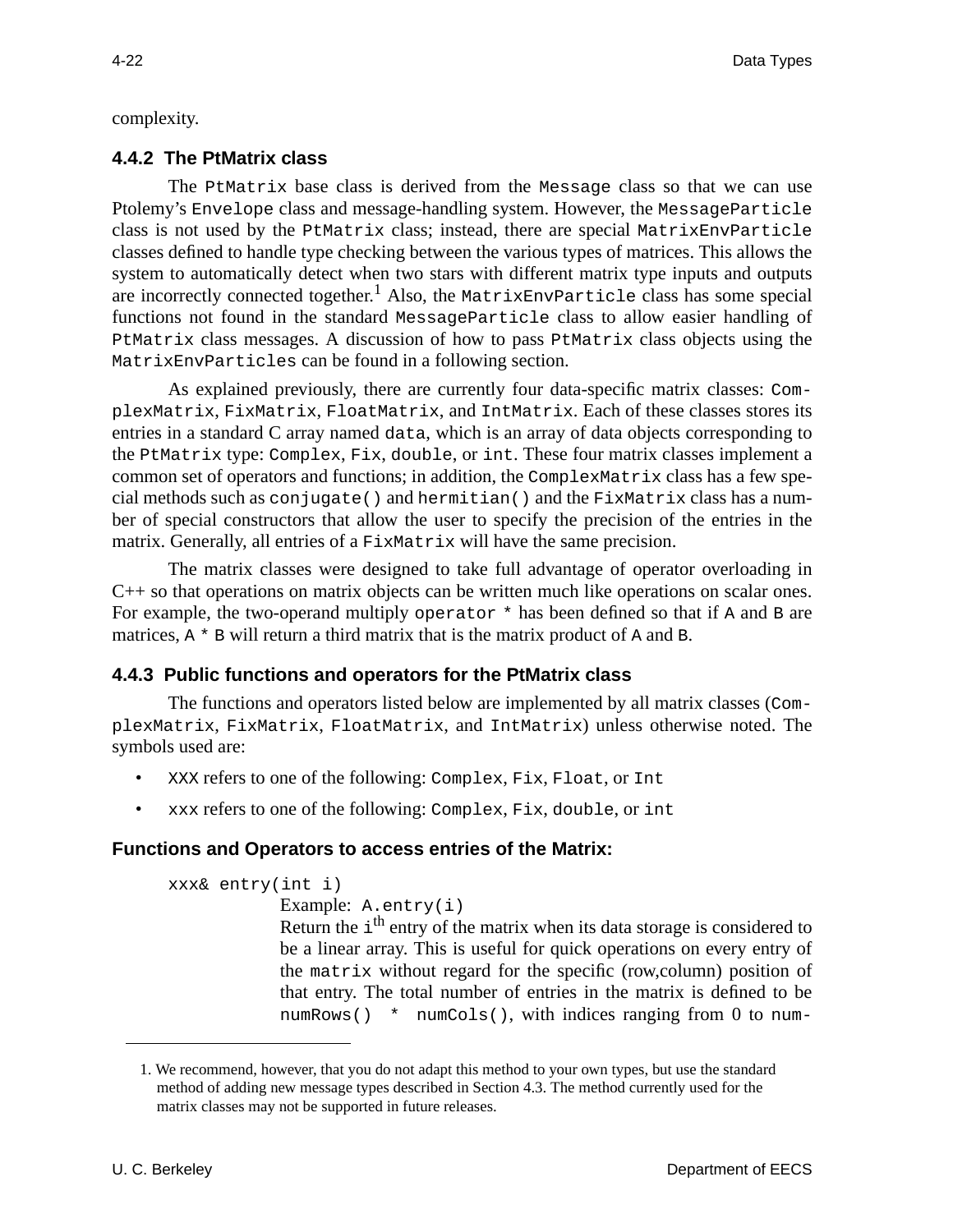complexity.

### 4.4.2 The PtMatrix class

The `PtMatrix` base class is derived from the `Message` class so that we can use Ptolemy's `Envelope` class and message-handling system. However, the `MessageParticle` class is not used by the `PtMatrix` class; instead, there are special `MatrixEnvParticle` classes defined to handle type checking between the various types of matrices. This allows the system to automatically detect when two stars with different matrix type inputs and outputs are incorrectly connected together.[1] Also, the `MatrixEnvParticle` class has some special functions not found in the standard `MessageParticle` class to allow easier handling of `PtMatrix` class messages. A discussion of how to pass `PtMatrix` class objects using the `MatrixEnvParticles` can be found in a following section.

As explained previously, there are currently four data-specific matrix classes: `ComplexMatrix`, `FixMatrix`, `FloatMatrix`, and `IntMatrix`. Each of these classes stores its entries in a standard C array named `data`, which is an array of data objects corresponding to the `PtMatrix` type: `Complex`, `Fix`, `double`, or `int`. These four matrix classes implement a common set of operators and functions; in addition, the `ComplexMatrix` class has a few special methods such as `conjugate()` and `hermitian()` and the `FixMatrix` class has a number of special constructors that allow the user to specify the precision of the entries in the matrix. Generally, all entries of a `FixMatrix` will have the same precision.

The matrix classes were designed to take full advantage of operator overloading in C++ so that operations on matrix objects can be written much like operations on scalar ones. For example, the two-operand multiply `operator *` has been defined so that if `A` and `B` are matrices, `A * B` will return a third matrix that is the matrix product of `A` and `B`.

### 4.4.3 Public functions and operators for the PtMatrix class

The functions and operators listed below are implemented by all matrix classes (`ComplexMatrix`, `FixMatrix`, `FloatMatrix`, and `IntMatrix`) unless otherwise noted. The symbols used are:

- `XXX` refers to one of the following: `Complex`, `Fix`, `Float`, or `Int`
- `xxx` refers to one of the following: `Complex`, `Fix`, `double`, or `int`

#### Functions and Operators to access entries of the Matrix:

```
xxx& entry(int i)
```

Example: `A.entry(i)`

Return the `i`th entry of the matrix when its data storage is considered to be a linear array. This is useful for quick operations on every entry of the `matrix` without regard for the specific (row,column) position of that entry. The total number of entries in the matrix is defined to be `numRows() * numCols()`, with indices ranging from 0 to num-

---

1. We recommend, however, that you do not adapt this method to your own types, but use the standard method of adding new message types described in Section 4.3. The method currently used for the matrix classes may not be supported in future releases.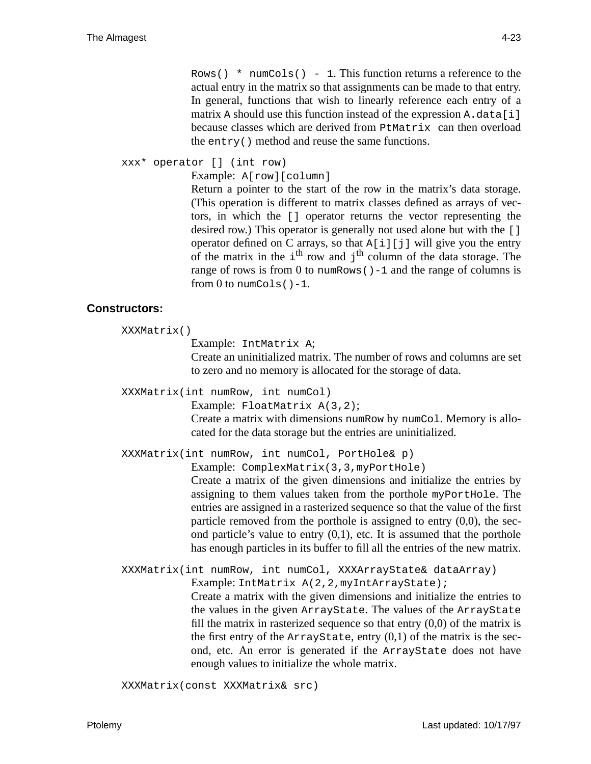Rows() * numCols() - 1. This function returns a reference to the actual entry in the matrix so that assignments can be made to that entry. In general, functions that wish to linearly reference each entry of a matrix A should use this function instead of the expression A.data[i] because classes which are derived from PtMatrix can then overload the entry() method and reuse the same functions.

`xxx* operator [] (int row)`

Example: A[row][column]

Return a pointer to the start of the row in the matrix's data storage. (This operation is different to matrix classes defined as arrays of vectors, in which the [] operator returns the vector representing the desired row.) This operator is generally not used alone but with the [] operator defined on C arrays, so that A[i][j] will give you the entry of the matrix in the $i^{th}$ row and $j^{th}$ column of the data storage. The range of rows is from 0 to numRows()-1 and the range of columns is from 0 to numCols()-1.

## Constructors:

`XXXMatrix()`

Example: IntMatrix A;

Create an uninitialized matrix. The number of rows and columns are set to zero and no memory is allocated for the storage of data.

`XXXMatrix(int numRow, int numCol)`

Example: FloatMatrix A(3,2);

Create a matrix with dimensions numRow by numCol. Memory is allocated for the data storage but the entries are uninitialized.

`XXXMatrix(int numRow, int numCol, PortHole& p)`

Example: ComplexMatrix(3,3,myPortHole)

Create a matrix of the given dimensions and initialize the entries by assigning to them values taken from the porthole myPortHole. The entries are assigned in a rasterized sequence so that the value of the first particle removed from the porthole is assigned to entry (0,0), the second particle's value to entry (0,1), etc. It is assumed that the porthole has enough particles in its buffer to fill all the entries of the new matrix.

`XXXMatrix(int numRow, int numCol, XXXArrayState& dataArray)`

Example: IntMatrix A(2,2,myIntArrayState);

Create a matrix with the given dimensions and initialize the entries to the values in the given ArrayState. The values of the ArrayState fill the matrix in rasterized sequence so that entry (0,0) of the matrix is the first entry of the ArrayState, entry (0,1) of the matrix is the second, etc. An error is generated if the ArrayState does not have enough values to initialize the whole matrix.

`XXXMatrix(const XXXMatrix& src)`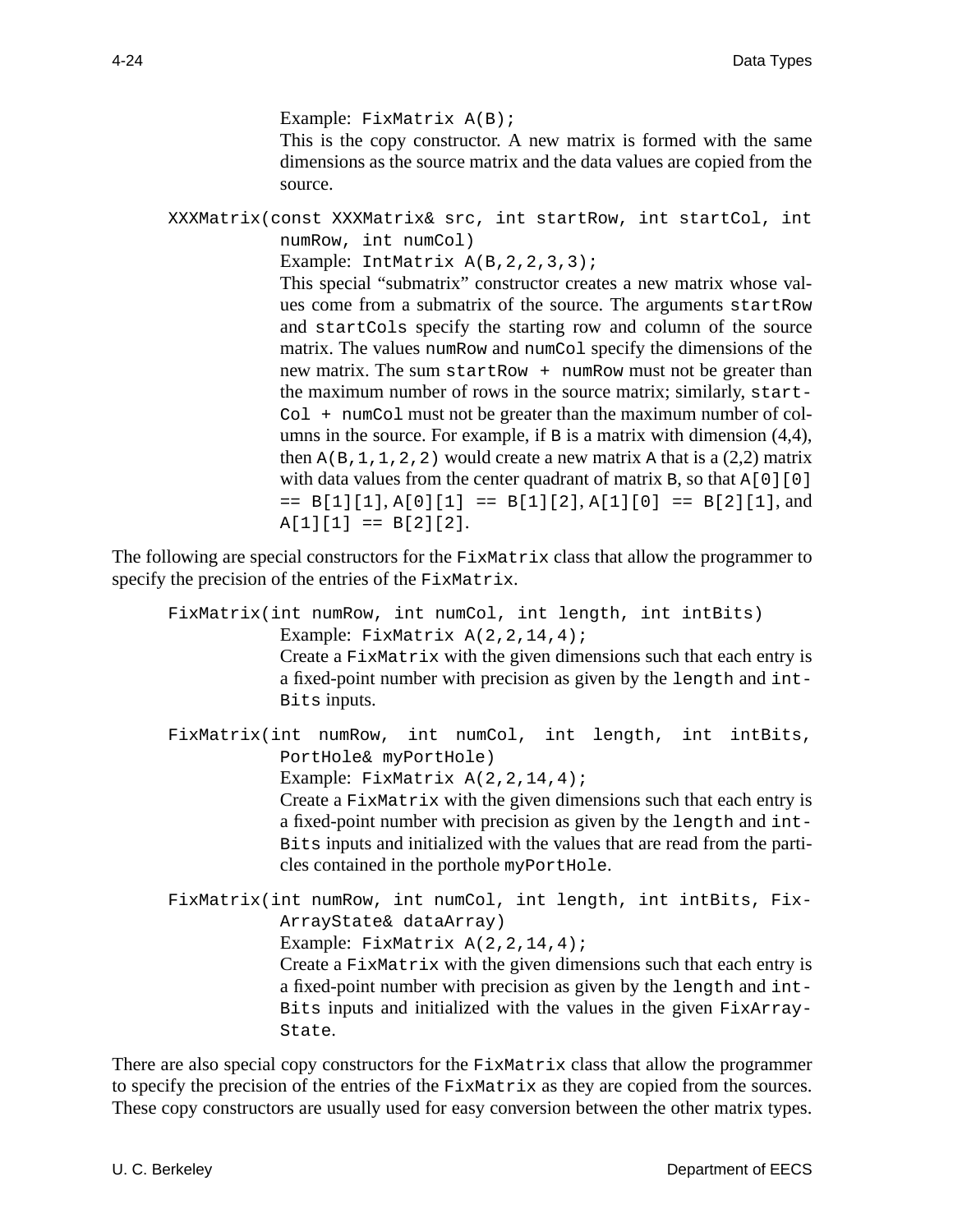Example: `FixMatrix A(B);`
This is the copy constructor. A new matrix is formed with the same dimensions as the source matrix and the data values are copied from the source.

`XXXMatrix(const XXXMatrix& src, int startRow, int startCol, int numRow, int numCol)`
Example: `IntMatrix A(B,2,2,3,3);`
This special "submatrix" constructor creates a new matrix whose values come from a submatrix of the source. The arguments `startRow` and `startCols` specify the starting row and column of the source matrix. The values `numRow` and `numCol` specify the dimensions of the new matrix. The sum `startRow + numRow` must not be greater than the maximum number of rows in the source matrix; similarly, `startCol + numCol` must not be greater than the maximum number of columns in the source. For example, if `B` is a matrix with dimension (4,4), then `A(B,1,1,2,2)` would create a new matrix `A` that is a (2,2) matrix with data values from the center quadrant of matrix `B`, so that `A[0][0] == B[1][1]`, `A[0][1] == B[1][2]`, `A[1][0] == B[2][1]`, and `A[1][1] == B[2][2]`.

The following are special constructors for the `FixMatrix` class that allow the programmer to specify the precision of the entries of the `FixMatrix`.

`FixMatrix(int numRow, int numCol, int length, int intBits)`
Example: `FixMatrix A(2,2,14,4);`
Create a `FixMatrix` with the given dimensions such that each entry is a fixed-point number with precision as given by the `length` and `intBits` inputs.

`FixMatrix(int numRow, int numCol, int length, int intBits, PortHole& myPortHole)`
Example: `FixMatrix A(2,2,14,4);`
Create a `FixMatrix` with the given dimensions such that each entry is a fixed-point number with precision as given by the `length` and `intBits` inputs and initialized with the values that are read from the particles contained in the porthole `myPortHole`.

`FixMatrix(int numRow, int numCol, int length, int intBits, FixArrayState& dataArray)`
Example: `FixMatrix A(2,2,14,4);`
Create a `FixMatrix` with the given dimensions such that each entry is a fixed-point number with precision as given by the `length` and `intBits` inputs and initialized with the values in the given `FixArrayState`.

There are also special copy constructors for the `FixMatrix` class that allow the programmer to specify the precision of the entries of the `FixMatrix` as they are copied from the sources. These copy constructors are usually used for easy conversion between the other matrix types.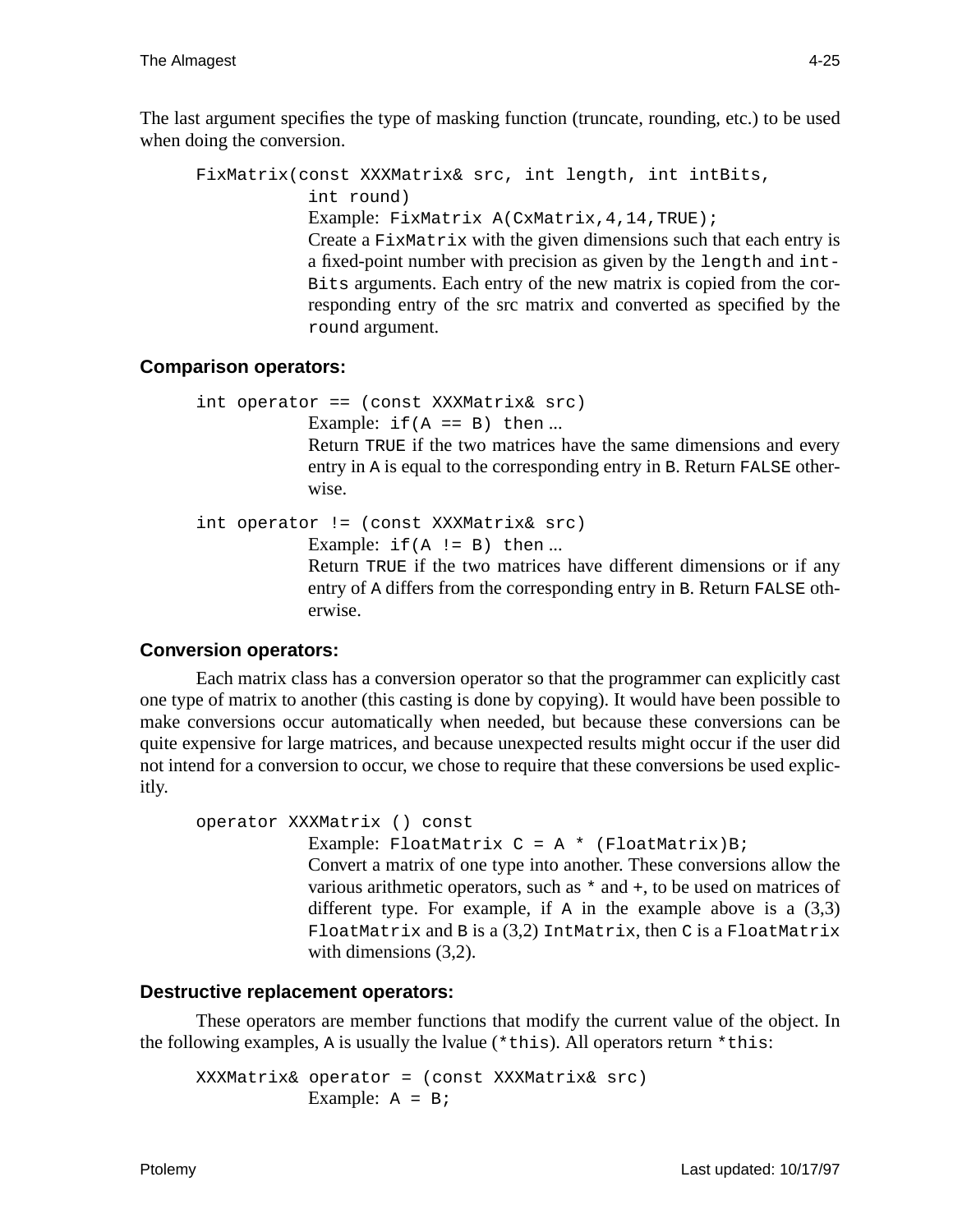The last argument specifies the type of masking function (truncate, rounding, etc.) to be used when doing the conversion.

```
FixMatrix(const XXXMatrix& src, int length, int intBits,
          int round)
```

Example: `FixMatrix A(CxMatrix,4,14,TRUE);`

Create a `FixMatrix` with the given dimensions such that each entry is a fixed-point number with precision as given by the `length` and `intBits` arguments. Each entry of the new matrix is copied from the corresponding entry of the src matrix and converted as specified by the `round` argument.

### Comparison operators:

```
int operator == (const XXXMatrix& src)
```

Example: `if(A == B) then ...`

Return `TRUE` if the two matrices have the same dimensions and every entry in `A` is equal to the corresponding entry in `B`. Return `FALSE` otherwise.

```
int operator != (const XXXMatrix& src)
```

Example: `if(A != B) then ...`

Return `TRUE` if the two matrices have different dimensions or if any entry of `A` differs from the corresponding entry in `B`. Return `FALSE` otherwise.

### Conversion operators:

Each matrix class has a conversion operator so that the programmer can explicitly cast one type of matrix to another (this casting is done by copying). It would have been possible to make conversions occur automatically when needed, but because these conversions can be quite expensive for large matrices, and because unexpected results might occur if the user did not intend for a conversion to occur, we chose to require that these conversions be used explicitly.

```
operator XXXMatrix () const
```

Example: `FloatMatrix C = A * (FloatMatrix)B;`

Convert a matrix of one type into another. These conversions allow the various arithmetic operators, such as `*` and `+`, to be used on matrices of different type. For example, if `A` in the example above is a (3,3) `FloatMatrix` and `B` is a (3,2) `IntMatrix`, then `C` is a `FloatMatrix` with dimensions (3,2).

### Destructive replacement operators:

These operators are member functions that modify the current value of the object. In the following examples, `A` is usually the lvalue (`*this`). All operators return `*this`:

```
XXXMatrix& operator = (const XXXMatrix& src)
```

Example: `A = B;`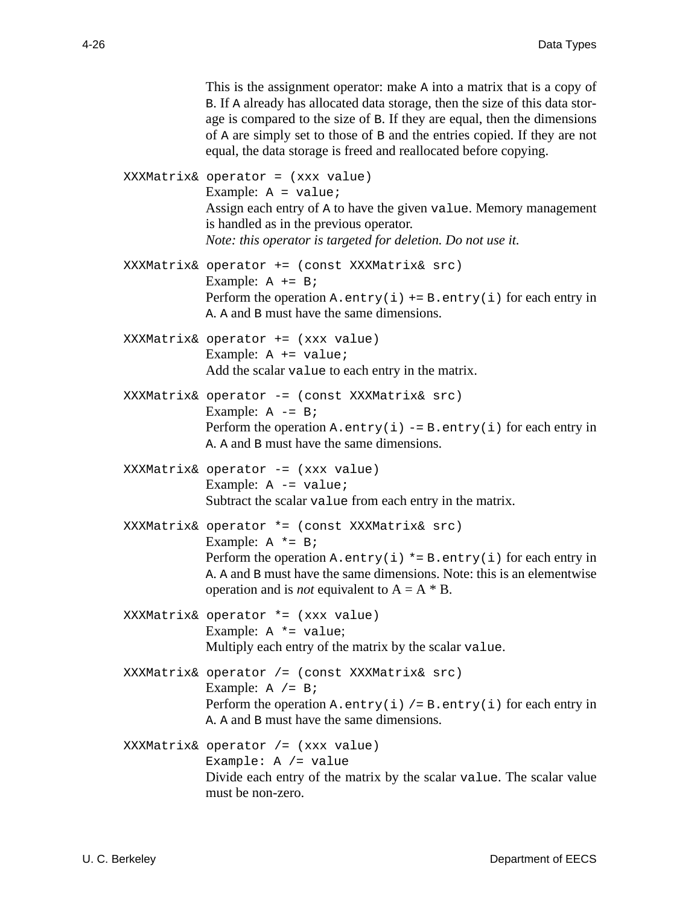This is the assignment operator: make `A` into a matrix that is a copy of `B`. If `A` already has allocated data storage, then the size of this data storage is compared to the size of `B`. If they are equal, then the dimensions of `A` are simply set to those of `B` and the entries copied. If they are not equal, the data storage is freed and reallocated before copying.

`XXXMatrix& operator = (xxx value)`
Example: `A = value;`
Assign each entry of `A` to have the given `value`. Memory management is handled as in the previous operator.
*Note: this operator is targeted for deletion. Do not use it.*

`XXXMatrix& operator += (const XXXMatrix& src)`
Example: `A += B;`
Perform the operation `A.entry(i) += B.entry(i)` for each entry in `A`. `A` and `B` must have the same dimensions.

`XXXMatrix& operator += (xxx value)`
Example: `A += value;`
Add the scalar `value` to each entry in the matrix.

`XXXMatrix& operator -= (const XXXMatrix& src)`
Example: `A -= B;`
Perform the operation `A.entry(i) -= B.entry(i)` for each entry in `A`. `A` and `B` must have the same dimensions.

`XXXMatrix& operator -= (xxx value)`
Example: `A -= value;`
Subtract the scalar `value` from each entry in the matrix.

`XXXMatrix& operator *= (const XXXMatrix& src)`
Example: `A *= B;`
Perform the operation `A.entry(i) *= B.entry(i)` for each entry in `A`. `A` and `B` must have the same dimensions. Note: this is an elementwise operation and is *not* equivalent to A = A * B.

`XXXMatrix& operator *= (xxx value)`
Example: `A *= value;`
Multiply each entry of the matrix by the scalar `value`.

`XXXMatrix& operator /= (const XXXMatrix& src)`
Example: `A /= B;`
Perform the operation `A.entry(i) /= B.entry(i)` for each entry in `A`. `A` and `B` must have the same dimensions.

`XXXMatrix& operator /= (xxx value)`
`Example: A /= value`
Divide each entry of the matrix by the scalar `value`. The scalar value must be non-zero.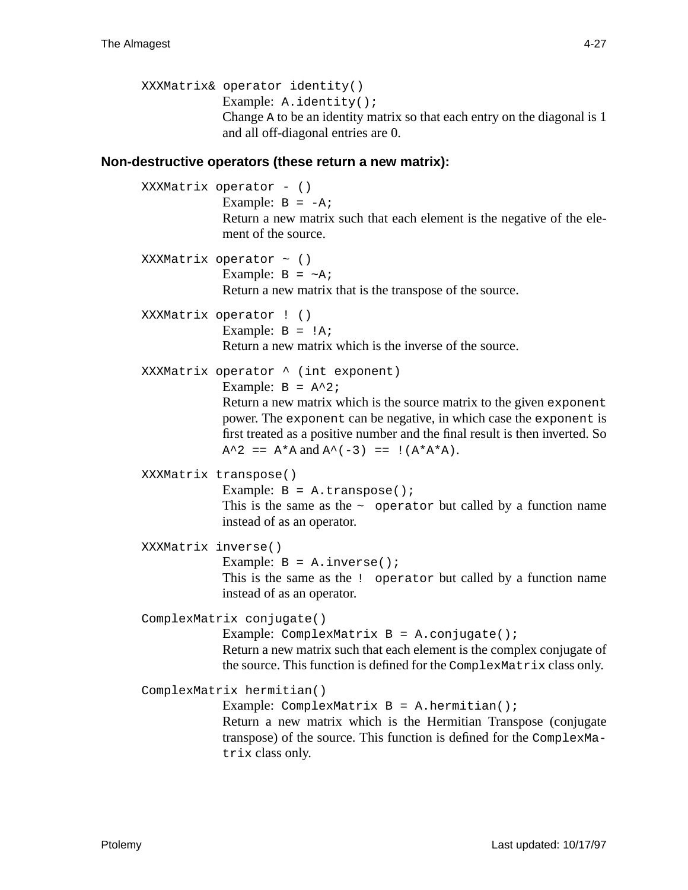`XXXMatrix& operator identity()`

Example: `A.identity();`

Change `A` to be an identity matrix so that each entry on the diagonal is 1 and all off-diagonal entries are 0.

### Non-destructive operators (these return a new matrix):

`XXXMatrix operator - ()`

Example: `B = -A;`

Return a new matrix such that each element is the negative of the element of the source.

`XXXMatrix operator ~ ()`

Example: `B = ~A;`

Return a new matrix that is the transpose of the source.

`XXXMatrix operator ! ()`

Example: `B = !A;`

Return a new matrix which is the inverse of the source.

`XXXMatrix operator ^ (int exponent)`

Example: `B = A^2;`

Return a new matrix which is the source matrix to the given `exponent` power. The `exponent` can be negative, in which case the `exponent` is first treated as a positive number and the final result is then inverted. So `A^2 == A*A` and `A^(-3) == !(A*A*A)`.

`XXXMatrix transpose()`

Example: `B = A.transpose();`

This is the same as the `~ operator` but called by a function name instead of as an operator.

`XXXMatrix inverse()`

Example: `B = A.inverse();`

This is the same as the `! operator` but called by a function name instead of as an operator.

`ComplexMatrix conjugate()`

Example: `ComplexMatrix B = A.conjugate();`

Return a new matrix such that each element is the complex conjugate of the source. This function is defined for the `ComplexMatrix` class only.

`ComplexMatrix hermitian()`

Example: `ComplexMatrix B = A.hermitian();`

Return a new matrix which is the Hermitian Transpose (conjugate transpose) of the source. This function is defined for the `ComplexMatrix` class only.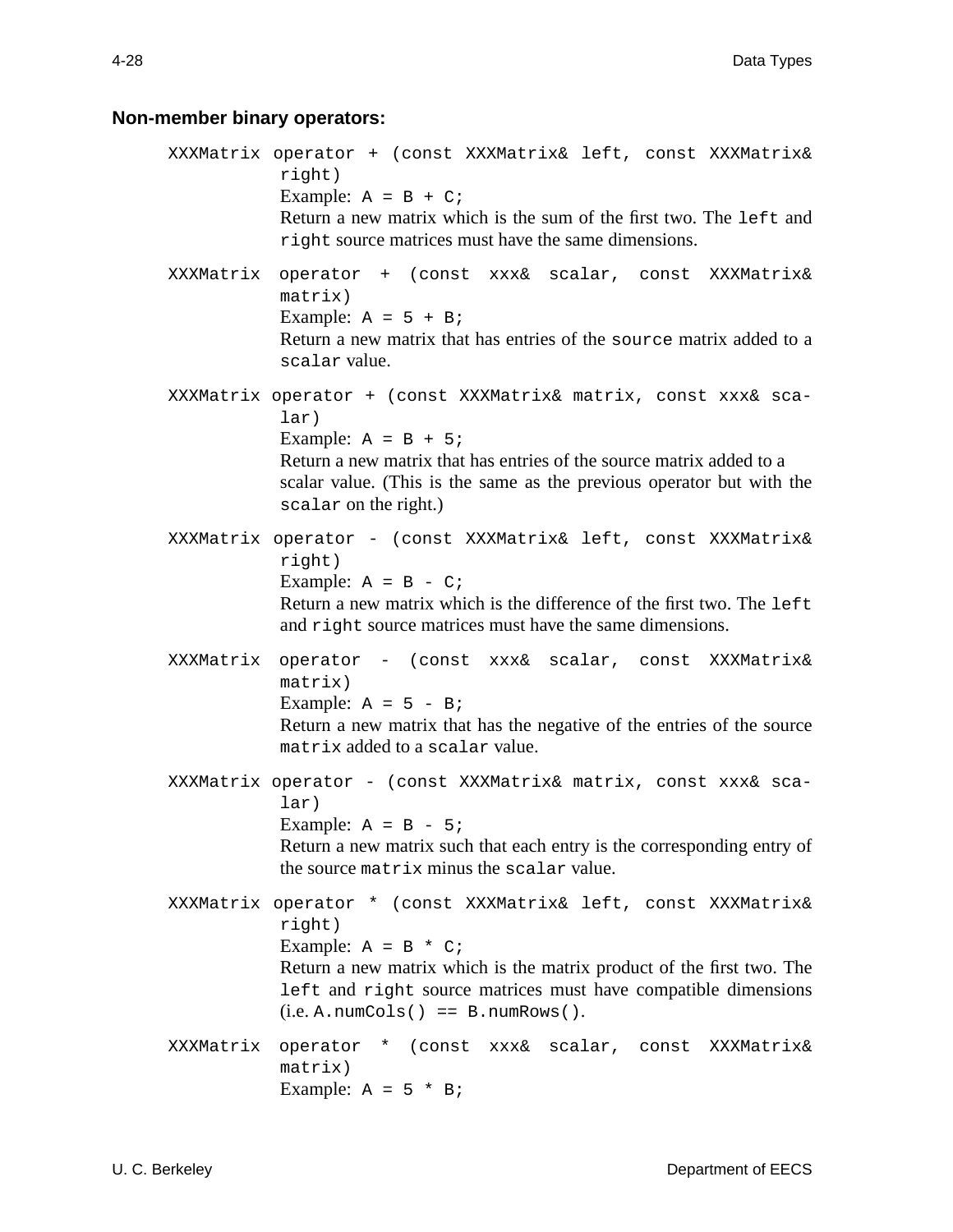### Non-member binary operators:

`XXXMatrix operator + (const XXXMatrix& left, const XXXMatrix& right)`

Example: `A = B + C;`

Return a new matrix which is the sum of the first two. The `left` and `right` source matrices must have the same dimensions.

`XXXMatrix operator + (const xxx& scalar, const XXXMatrix& matrix)`

Example: `A = 5 + B;`

Return a new matrix that has entries of the `source` matrix added to a `scalar` value.

`XXXMatrix operator + (const XXXMatrix& matrix, const xxx& scalar)`

Example: `A = B + 5;`

Return a new matrix that has entries of the source matrix added to a scalar value. (This is the same as the previous operator but with the `scalar` on the right.)

`XXXMatrix operator - (const XXXMatrix& left, const XXXMatrix& right)`

Example: `A = B - C;`

Return a new matrix which is the difference of the first two. The `left` and `right` source matrices must have the same dimensions.

`XXXMatrix operator - (const xxx& scalar, const XXXMatrix& matrix)`

Example: `A = 5 - B;`

Return a new matrix that has the negative of the entries of the source `matrix` added to a `scalar` value.

`XXXMatrix operator - (const XXXMatrix& matrix, const xxx& scalar)`

Example: `A = B - 5;`

Return a new matrix such that each entry is the corresponding entry of the source `matrix` minus the `scalar` value.

`XXXMatrix operator * (const XXXMatrix& left, const XXXMatrix& right)`

Example: `A = B * C;`

Return a new matrix which is the matrix product of the first two. The `left` and `right` source matrices must have compatible dimensions (i.e. `A.numCols() == B.numRows()`.

`XXXMatrix operator * (const xxx& scalar, const XXXMatrix& matrix)`

Example: `A = 5 * B;`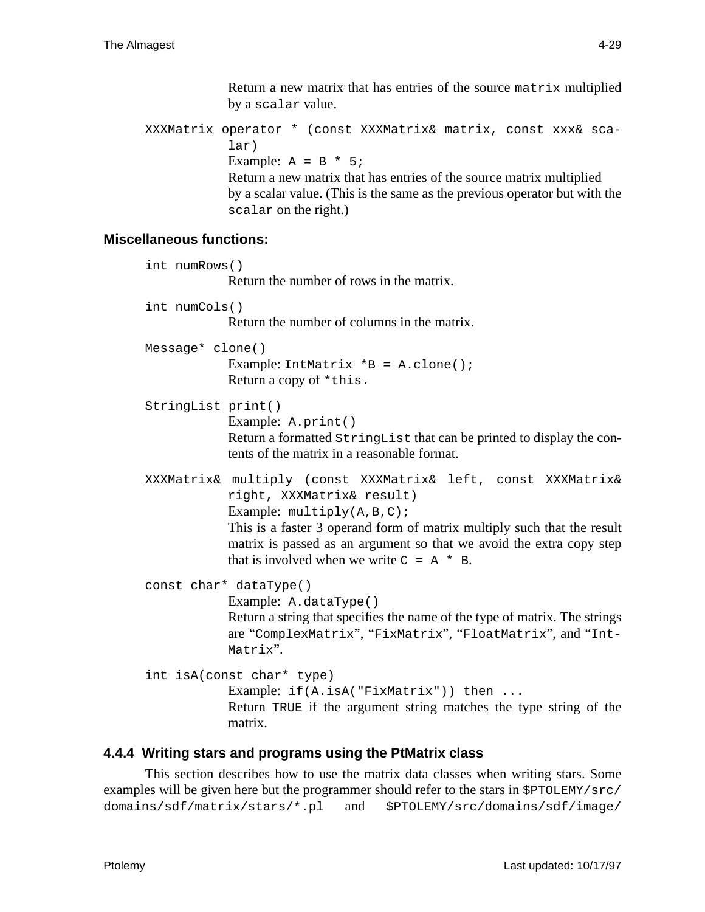Return a new matrix that has entries of the source `matrix` multiplied by a `scalar` value.

`XXXMatrix operator * (const XXXMatrix& matrix, const xxx& scalar)`

Example: `A = B * 5;`

Return a new matrix that has entries of the source matrix multiplied by a scalar value. (This is the same as the previous operator but with the `scalar` on the right.)

### Miscellaneous functions:

`int numRows()`

Return the number of rows in the matrix.

`int numCols()`

Return the number of columns in the matrix.

`Message* clone()`

Example: `IntMatrix *B = A.clone();`

Return a copy of `*this`.

`StringList print()`

Example: `A.print()`

Return a formatted `StringList` that can be printed to display the contents of the matrix in a reasonable format.

`XXXMatrix& multiply (const XXXMatrix& left, const XXXMatrix& right, XXXMatrix& result)`

Example: `multiply(A,B,C);`

This is a faster 3 operand form of matrix multiply such that the result matrix is passed as an argument so that we avoid the extra copy step that is involved when we write `C = A * B`.

`const char* dataType()`

Example: `A.dataType()`

Return a string that specifies the name of the type of matrix. The strings are "`ComplexMatrix`", "`FixMatrix`", "`FloatMatrix`", and "`IntMatrix`".

`int isA(const char* type)`

Example: `if(A.isA("FixMatrix")) then ...`

Return `TRUE` if the argument string matches the type string of the matrix.

## 4.4.4 Writing stars and programs using the PtMatrix class

This section describes how to use the matrix data classes when writing stars. Some examples will be given here but the programmer should refer to the stars in `$PTOLEMY/src/domains/sdf/matrix/stars/*.pl` and `$PTOLEMY/src/domains/sdf/image/`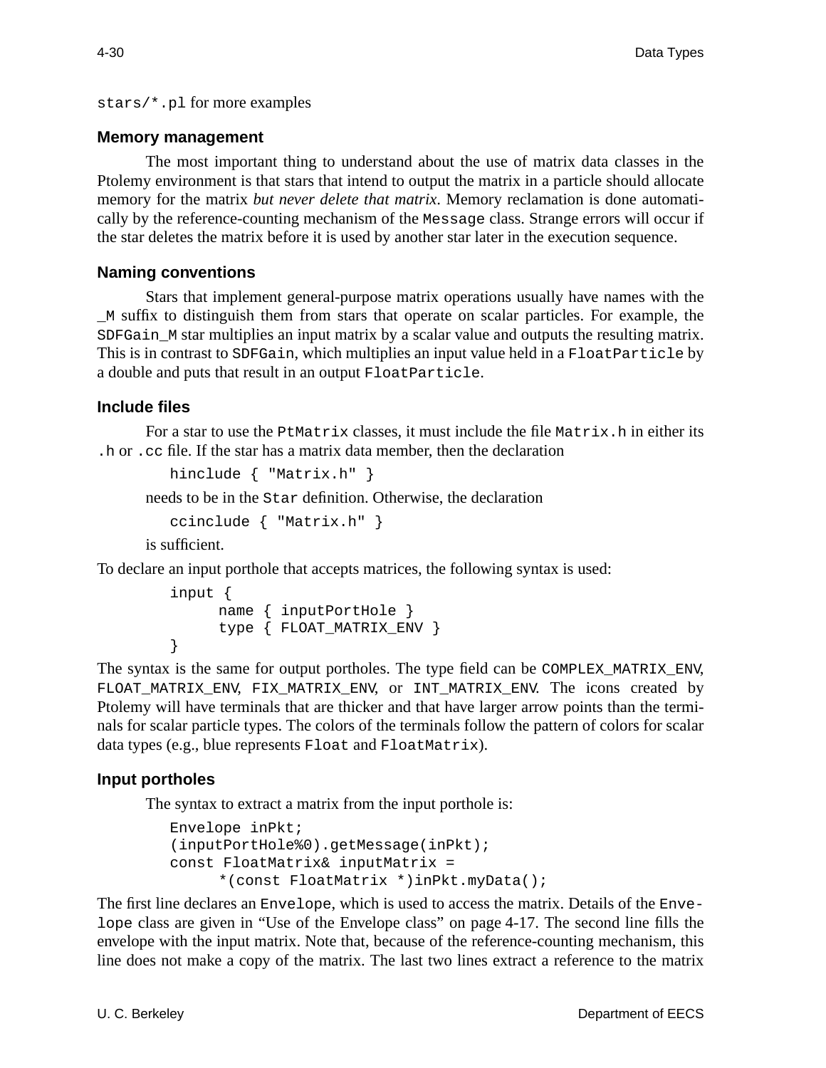`stars/*.pl` for more examples

### Memory management

The most important thing to understand about the use of matrix data classes in the Ptolemy environment is that stars that intend to output the matrix in a particle should allocate memory for the matrix *but never delete that matrix*. Memory reclamation is done automatically by the reference-counting mechanism of the `Message` class. Strange errors will occur if the star deletes the matrix before it is used by another star later in the execution sequence.

### Naming conventions

Stars that implement general-purpose matrix operations usually have names with the `_M` suffix to distinguish them from stars that operate on scalar particles. For example, the `SDFGain_M` star multiplies an input matrix by a scalar value and outputs the resulting matrix. This is in contrast to `SDFGain`, which multiplies an input value held in a `FloatParticle` by a double and puts that result in an output `FloatParticle`.

### Include files

For a star to use the `PtMatrix` classes, it must include the file `Matrix.h` in either its `.h` or `.cc` file. If the star has a matrix data member, then the declaration

```
hinclude { "Matrix.h" }
```

needs to be in the `Star` definition. Otherwise, the declaration

```
ccinclude { "Matrix.h" }
```

is sufficient.

To declare an input porthole that accepts matrices, the following syntax is used:

```
input {
      name { inputPortHole }
      type { FLOAT_MATRIX_ENV }
}
```

The syntax is the same for output portholes. The type field can be `COMPLEX_MATRIX_ENV`, `FLOAT_MATRIX_ENV`, `FIX_MATRIX_ENV`, or `INT_MATRIX_ENV`. The icons created by Ptolemy will have terminals that are thicker and that have larger arrow points than the terminals for scalar particle types. The colors of the terminals follow the pattern of colors for scalar data types (e.g., blue represents `Float` and `FloatMatrix`).

### Input portholes

The syntax to extract a matrix from the input porthole is:

```
Envelope inPkt;
(inputPortHole%0).getMessage(inPkt);
const FloatMatrix& inputMatrix =
      *(const FloatMatrix *)inPkt.myData();
```

The first line declares an `Envelope`, which is used to access the matrix. Details of the `Envelope` class are given in “Use of the Envelope class” on page 4-17. The second line fills the envelope with the input matrix. Note that, because of the reference-counting mechanism, this line does not make a copy of the matrix. The last two lines extract a reference to the matrix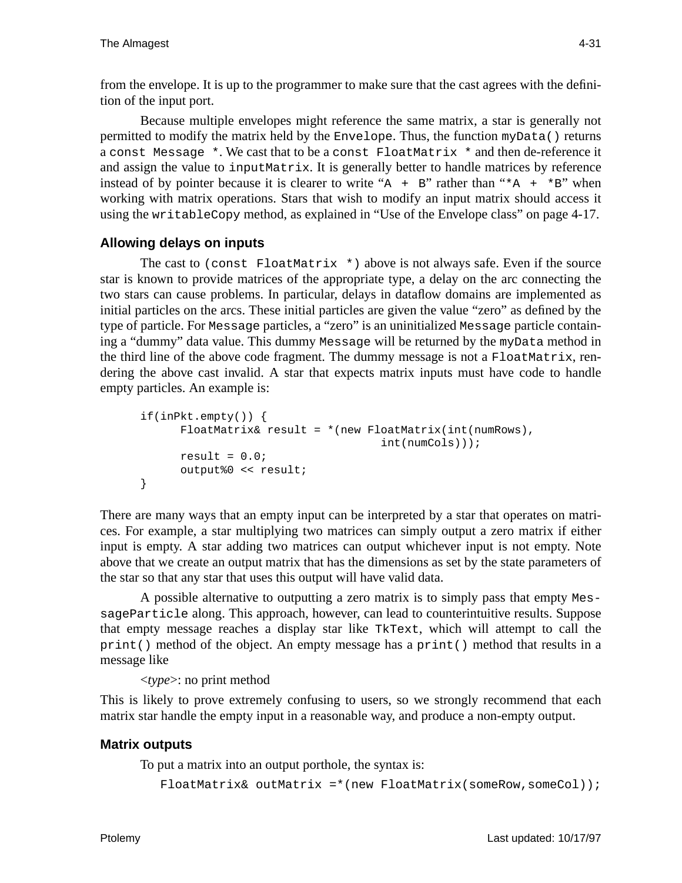from the envelope. It is up to the programmer to make sure that the cast agrees with the definition of the input port.

Because multiple envelopes might reference the same matrix, a star is generally not permitted to modify the matrix held by the `Envelope`. Thus, the function `myData()` returns a `const Message *`. We cast that to be a `const FloatMatrix *` and then de-reference it and assign the value to `inputMatrix`. It is generally better to handle matrices by reference instead of by pointer because it is clearer to write "`A + B`" rather than "`*A + *B`" when working with matrix operations. Stars that wish to modify an input matrix should access it using the `writableCopy` method, as explained in "Use of the Envelope class" on page 4-17.

### Allowing delays on inputs

The cast to `(const FloatMatrix *)` above is not always safe. Even if the source star is known to provide matrices of the appropriate type, a delay on the arc connecting the two stars can cause problems. In particular, delays in dataflow domains are implemented as initial particles on the arcs. These initial particles are given the value "zero" as defined by the type of particle. For `Message` particles, a "zero" is an uninitialized `Message` particle containing a "dummy" data value. This dummy `Message` will be returned by the `myData` method in the third line of the above code fragment. The dummy message is not a `FloatMatrix`, rendering the above cast invalid. A star that expects matrix inputs must have code to handle empty particles. An example is:

```
if(inPkt.empty()) {
      FloatMatrix& result = *(new FloatMatrix(int(numRows),
                                      int(numCols)));
      result = 0.0;
      output%0 << result;
}
```

There are many ways that an empty input can be interpreted by a star that operates on matrices. For example, a star multiplying two matrices can simply output a zero matrix if either input is empty. A star adding two matrices can output whichever input is not empty. Note above that we create an output matrix that has the dimensions as set by the state parameters of the star so that any star that uses this output will have valid data.

A possible alternative to outputting a zero matrix is to simply pass that empty `MessageParticle` along. This approach, however, can lead to counterintuitive results. Suppose that empty message reaches a display star like `TkText`, which will attempt to call the `print()` method of the object. An empty message has a `print()` method that results in a message like

<*type*>: no print method

This is likely to prove extremely confusing to users, so we strongly recommend that each matrix star handle the empty input in a reasonable way, and produce a non-empty output.

### Matrix outputs

To put a matrix into an output porthole, the syntax is:

```
FloatMatrix& outMatrix =*(new FloatMatrix(someRow,someCol));
```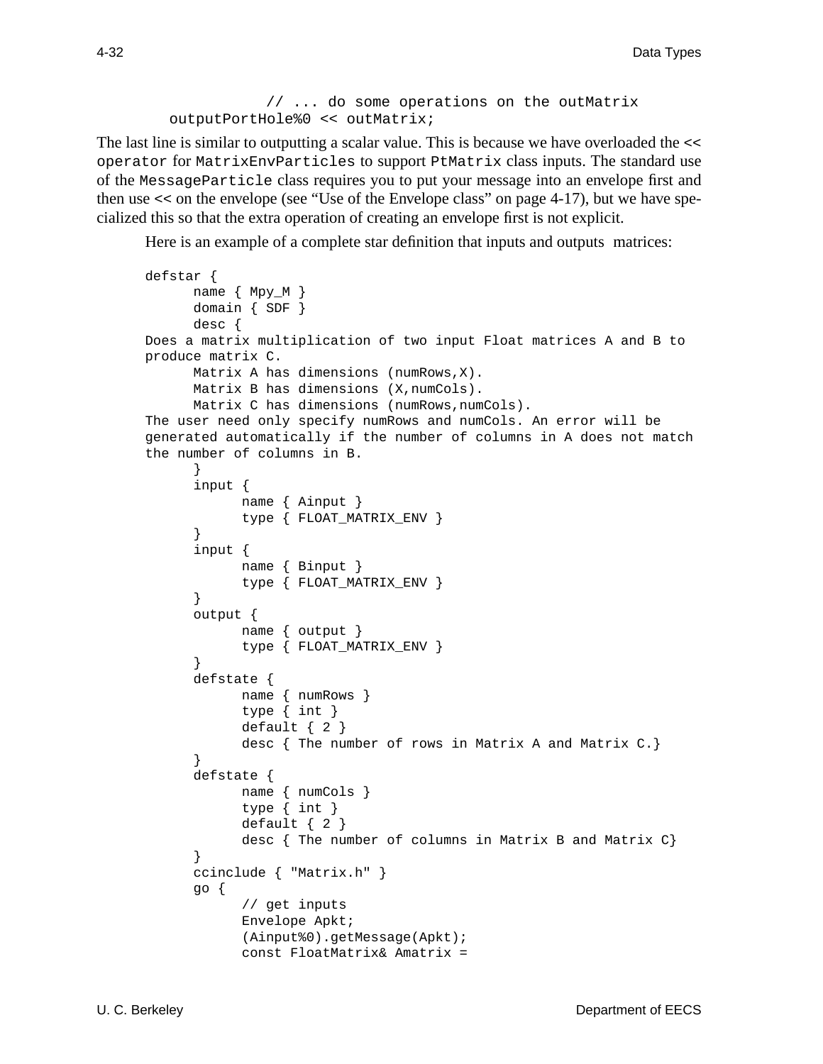```
            // ... do some operations on the outMatrix
    outputPortHole%0 << outMatrix;
```

The last line is similar to outputting a scalar value. This is because we have overloaded the `<< operator` for `MatrixEnvParticles` to support `PtMatrix` class inputs. The standard use of the `MessageParticle` class requires you to put your message into an envelope first and then use << on the envelope (see "Use of the Envelope class" on page 4-17), but we have specialized this so that the extra operation of creating an envelope first is not explicit.

Here is an example of a complete star definition that inputs and outputs matrices:

```
defstar {
      name { Mpy_M }
      domain { SDF }
      desc {
Does a matrix multiplication of two input Float matrices A and B to
produce matrix C.
      Matrix A has dimensions (numRows,X).
      Matrix B has dimensions (X,numCols).
      Matrix C has dimensions (numRows,numCols).
The user need only specify numRows and numCols. An error will be
generated automatically if the number of columns in A does not match
the number of columns in B.
      }
      input {
            name { Ainput }
            type { FLOAT_MATRIX_ENV }
      }
      input {
            name { Binput }
            type { FLOAT_MATRIX_ENV }
      }
      output {
            name { output }
            type { FLOAT_MATRIX_ENV }
      }
      defstate {
            name { numRows }
            type { int }
            default { 2 }
            desc { The number of rows in Matrix A and Matrix C.}
      }
      defstate {
            name { numCols }
            type { int }
            default { 2 }
            desc { The number of columns in Matrix B and Matrix C}
      }
      ccinclude { "Matrix.h" }
      go {
            // get inputs
            Envelope Apkt;
            (Ainput%0).getMessage(Apkt);
            const FloatMatrix& Amatrix =
```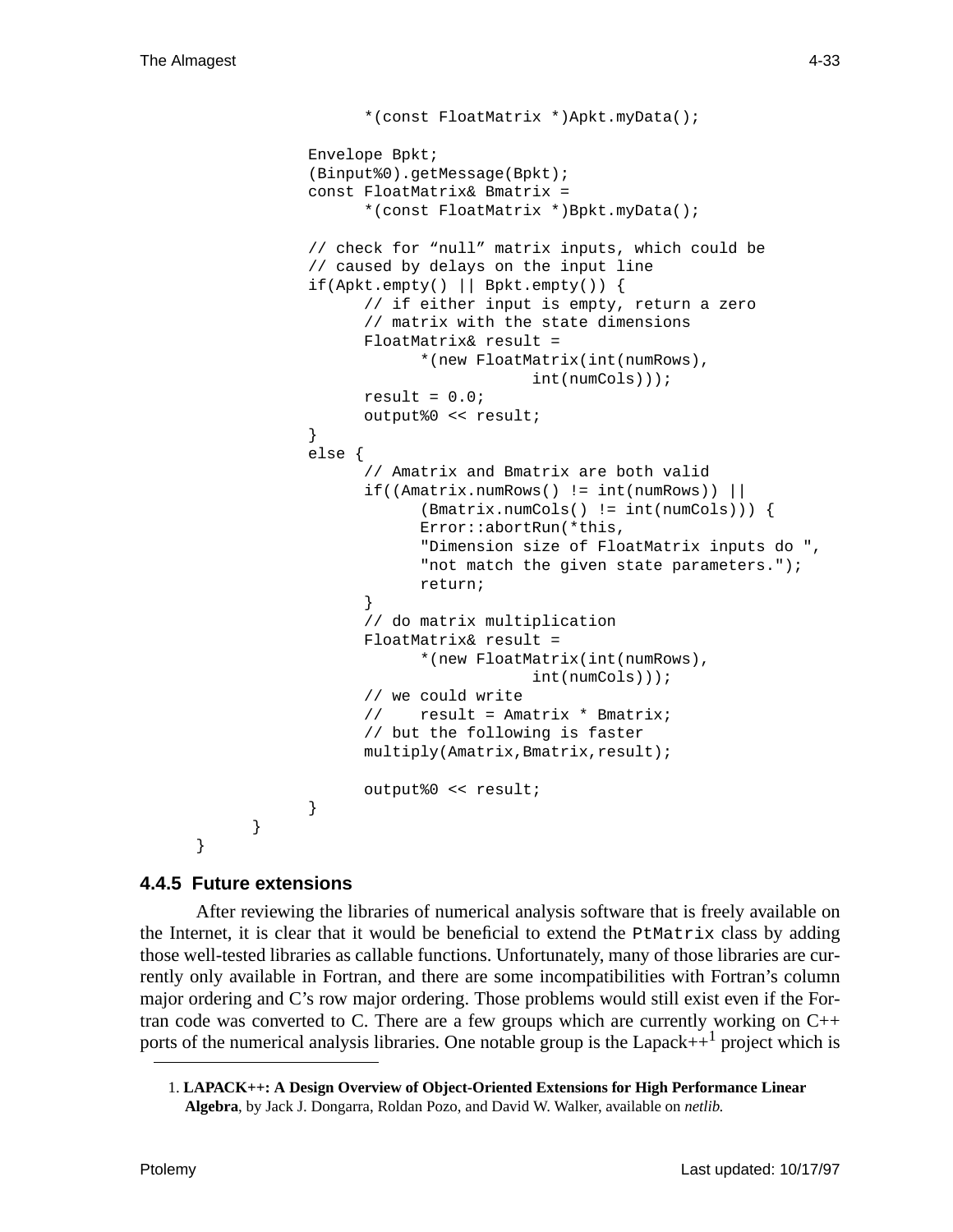```
                *(const FloatMatrix *)Apkt.myData();

        Envelope Bpkt;
        (Binput%0).getMessage(Bpkt);
        const FloatMatrix& Bmatrix =
                *(const FloatMatrix *)Bpkt.myData();

        // check for “null” matrix inputs, which could be
        // caused by delays on the input line
        if(Apkt.empty() || Bpkt.empty()) {
                // if either input is empty, return a zero
                // matrix with the state dimensions
                FloatMatrix& result =
                        *(new FloatMatrix(int(numRows),
                                    int(numCols)));
                result = 0.0;
                output%0 << result;
        }
        else {
                // Amatrix and Bmatrix are both valid
                if((Amatrix.numRows() != int(numRows)) ||
                        (Bmatrix.numCols() != int(numCols))) {
                        Error::abortRun(*this,
                        "Dimension size of FloatMatrix inputs do ",
                        "not match the given state parameters.");
                        return;
                }
                // do matrix multiplication
                FloatMatrix& result =
                        *(new FloatMatrix(int(numRows),
                                    int(numCols)));
                // we could write
                //    result = Amatrix * Bmatrix;
                // but the following is faster
                multiply(Amatrix,Bmatrix,result);

                output%0 << result;
        }
    }
}
```

### 4.4.5 Future extensions

After reviewing the libraries of numerical analysis software that is freely available on the Internet, it is clear that it would be beneficial to extend the `PtMatrix` class by adding those well-tested libraries as callable functions. Unfortunately, many of those libraries are currently only available in Fortran, and there are some incompatibilities with Fortran's column major ordering and C's row major ordering. Those problems would still exist even if the Fortran code was converted to C. There are a few groups which are currently working on C++ ports of the numerical analysis libraries. One notable group is the Lapack++[1] project which is

1. **LAPACK++: A Design Overview of Object-Oriented Extensions for High Performance Linear Algebra**, by Jack J. Dongarra, Roldan Pozo, and David W. Walker, available on *netlib.*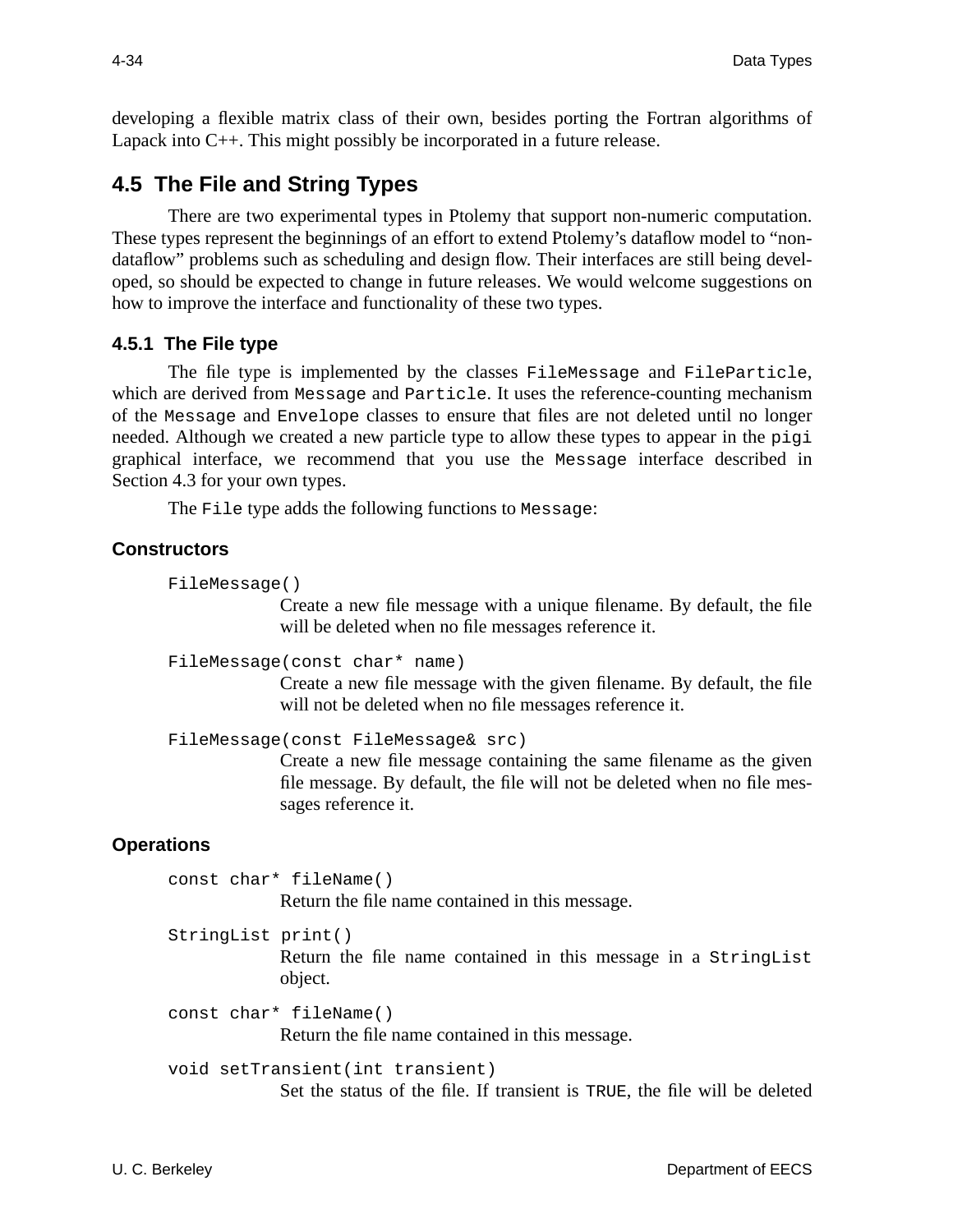developing a flexible matrix class of their own, besides porting the Fortran algorithms of Lapack into C++. This might possibly be incorporated in a future release.

## 4.5 The File and String Types

There are two experimental types in Ptolemy that support non-numeric computation. These types represent the beginnings of an effort to extend Ptolemy's dataflow model to "non-dataflow" problems such as scheduling and design flow. Their interfaces are still being developed, so should be expected to change in future releases. We would welcome suggestions on how to improve the interface and functionality of these two types.

### 4.5.1 The File type

The file type is implemented by the classes `FileMessage` and `FileParticle`, which are derived from `Message` and `Particle`. It uses the reference-counting mechanism of the `Message` and `Envelope` classes to ensure that files are not deleted until no longer needed. Although we created a new particle type to allow these types to appear in the `pigi` graphical interface, we recommend that you use the `Message` interface described in Section 4.3 for your own types.

The `File` type adds the following functions to `Message`:

#### Constructors

`FileMessage()`
: Create a new file message with a unique filename. By default, the file will be deleted when no file messages reference it.

`FileMessage(const char* name)`
: Create a new file message with the given filename. By default, the file will not be deleted when no file messages reference it.

`FileMessage(const FileMessage& src)`
: Create a new file message containing the same filename as the given file message. By default, the file will not be deleted when no file messages reference it.

#### Operations

`const char* fileName()`
: Return the file name contained in this message.

`StringList print()`
: Return the file name contained in this message in a `StringList` object.

`const char* fileName()`
: Return the file name contained in this message.

`void setTransient(int transient)`
: Set the status of the file. If transient is `TRUE`, the file will be deleted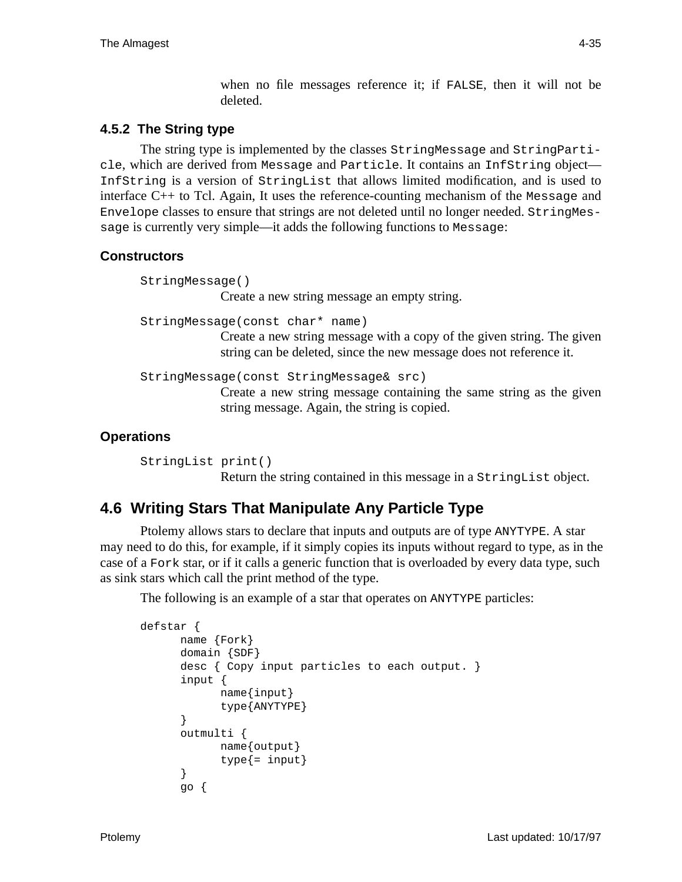when no file messages reference it; if FALSE, then it will not be deleted.

### 4.5.2 The String type

The string type is implemented by the classes `StringMessage` and `StringParticle`, which are derived from `Message` and `Particle`. It contains an `InfString` object—`InfString` is a version of `StringList` that allows limited modification, and is used to interface C++ to Tcl. Again, It uses the reference-counting mechanism of the `Message` and `Envelope` classes to ensure that strings are not deleted until no longer needed. `StringMessage` is currently very simple—it adds the following functions to `Message`:

#### Constructors

`StringMessage()`
Create a new string message an empty string.

`StringMessage(const char* name)`
Create a new string message with a copy of the given string. The given string can be deleted, since the new message does not reference it.

`StringMessage(const StringMessage& src)`
Create a new string message containing the same string as the given string message. Again, the string is copied.

#### Operations

`StringList print()`
Return the string contained in this message in a `StringList` object.

## 4.6 Writing Stars That Manipulate Any Particle Type

Ptolemy allows stars to declare that inputs and outputs are of type `ANYTYPE`. A star may need to do this, for example, if it simply copies its inputs without regard to type, as in the case of a `Fork` star, or if it calls a generic function that is overloaded by every data type, such as sink stars which call the print method of the type.

The following is an example of a star that operates on `ANYTYPE` particles:

```
defstar {
      name {Fork}
      domain {SDF}
      desc { Copy input particles to each output. }
      input {
            name{input}
            type{ANYTYPE}
      }
      outmulti {
            name{output}
            type{= input}
      }
      go {
```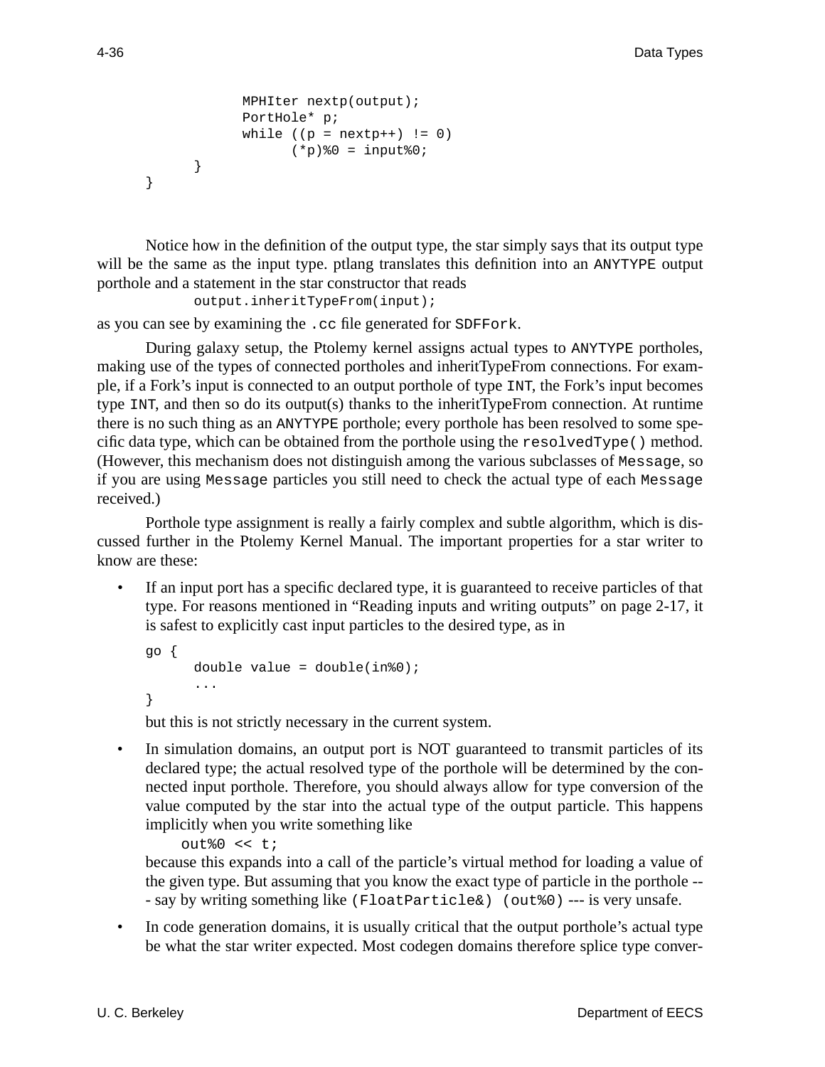```
        MPHIter nextp(output);
        PortHole* p;
        while ((p = nextp++) != 0)
            (*p)%0 = input%0;
    }
}
```

Notice how in the definition of the output type, the star simply says that its output type will be the same as the input type. ptlang translates this definition into an `ANYTYPE` output porthole and a statement in the star constructor that reads

```
output.inheritTypeFrom(input);
```

as you can see by examining the `.cc` file generated for `SDFFork`.

During galaxy setup, the Ptolemy kernel assigns actual types to `ANYTYPE` portholes, making use of the types of connected portholes and inheritTypeFrom connections. For example, if a Fork's input is connected to an output porthole of type `INT`, the Fork's input becomes type `INT`, and then so do its output(s) thanks to the inheritTypeFrom connection. At runtime there is no such thing as an `ANYTYPE` porthole; every porthole has been resolved to some specific data type, which can be obtained from the porthole using the `resolvedType()` method. (However, this mechanism does not distinguish among the various subclasses of `Message`, so if you are using `Message` particles you still need to check the actual type of each `Message` received.)

Porthole type assignment is really a fairly complex and subtle algorithm, which is discussed further in the Ptolemy Kernel Manual. The important properties for a star writer to know are these:

- If an input port has a specific declared type, it is guaranteed to receive particles of that type. For reasons mentioned in "Reading inputs and writing outputs" on page 2-17, it is safest to explicitly cast input particles to the desired type, as in

  ```
  go {
      double value = double(in%0);
      ...
  }
  ```

  but this is not strictly necessary in the current system.

- In simulation domains, an output port is NOT guaranteed to transmit particles of its declared type; the actual resolved type of the porthole will be determined by the connected input porthole. Therefore, you should always allow for type conversion of the value computed by the star into the actual type of the output particle. This happens implicitly when you write something like

  ```
  out%0 << t;
  ```

  because this expands into a call of the particle's virtual method for loading a value of the given type. But assuming that you know the exact type of particle in the porthole --- say by writing something like `(FloatParticle&) (out%0)` --- is very unsafe.

- In code generation domains, it is usually critical that the output porthole's actual type be what the star writer expected. Most codegen domains therefore splice type conver-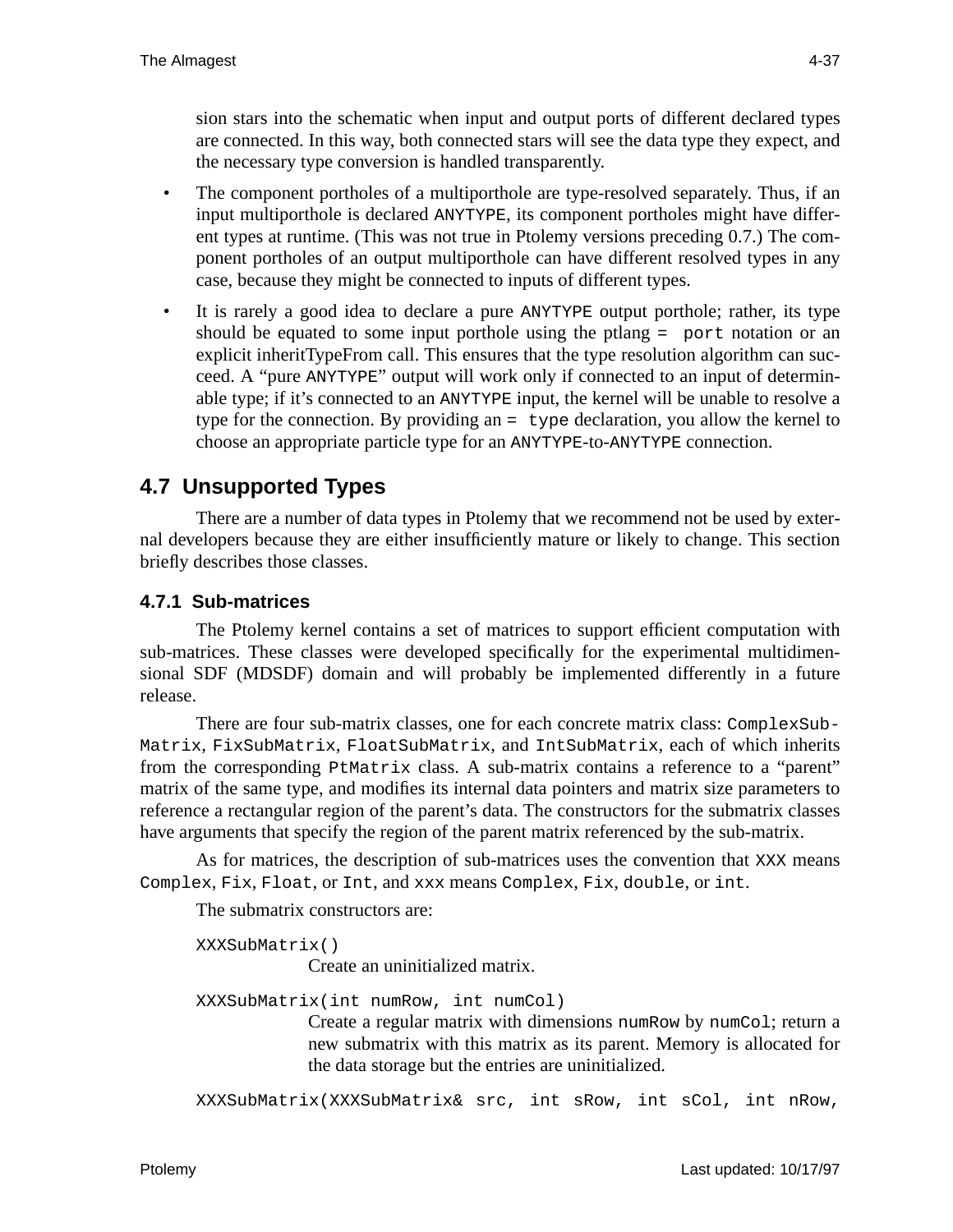sion stars into the schematic when input and output ports of different declared types are connected. In this way, both connected stars will see the data type they expect, and the necessary type conversion is handled transparently.

- The component portholes of a multiporthole are type-resolved separately. Thus, if an input multiporthole is declared `ANYTYPE`, its component portholes might have different types at runtime. (This was not true in Ptolemy versions preceding 0.7.) The component portholes of an output multiporthole can have different resolved types in any case, because they might be connected to inputs of different types.
- It is rarely a good idea to declare a pure `ANYTYPE` output porthole; rather, its type should be equated to some input porthole using the ptlang `= port` notation or an explicit inheritTypeFrom call. This ensures that the type resolution algorithm can succeed. A "pure `ANYTYPE`" output will work only if connected to an input of determinable type; if it's connected to an `ANYTYPE` input, the kernel will be unable to resolve a type for the connection. By providing an `= type` declaration, you allow the kernel to choose an appropriate particle type for an `ANYTYPE`-to-`ANYTYPE` connection.

## 4.7 Unsupported Types

There are a number of data types in Ptolemy that we recommend not be used by external developers because they are either insufficiently mature or likely to change. This section briefly describes those classes.

### 4.7.1 Sub-matrices

The Ptolemy kernel contains a set of matrices to support efficient computation with sub-matrices. These classes were developed specifically for the experimental multidimensional SDF (MDSDF) domain and will probably be implemented differently in a future release.

There are four sub-matrix classes, one for each concrete matrix class: `ComplexSubMatrix`, `FixSubMatrix`, `FloatSubMatrix`, and `IntSubMatrix`, each of which inherits from the corresponding `PtMatrix` class. A sub-matrix contains a reference to a "parent" matrix of the same type, and modifies its internal data pointers and matrix size parameters to reference a rectangular region of the parent's data. The constructors for the submatrix classes have arguments that specify the region of the parent matrix referenced by the sub-matrix.

As for matrices, the description of sub-matrices uses the convention that `XXX` means `Complex`, `Fix`, `Float`, or `Int`, and `xxx` means `Complex`, `Fix`, `double`, or `int`.

The submatrix constructors are:

`XXXSubMatrix()`
: Create an uninitialized matrix.

`XXXSubMatrix(int numRow, int numCol)`
: Create a regular matrix with dimensions `numRow` by `numCol`; return a new submatrix with this matrix as its parent. Memory is allocated for the data storage but the entries are uninitialized.

`XXXSubMatrix(XXXSubMatrix& src, int sRow, int sCol, int nRow,`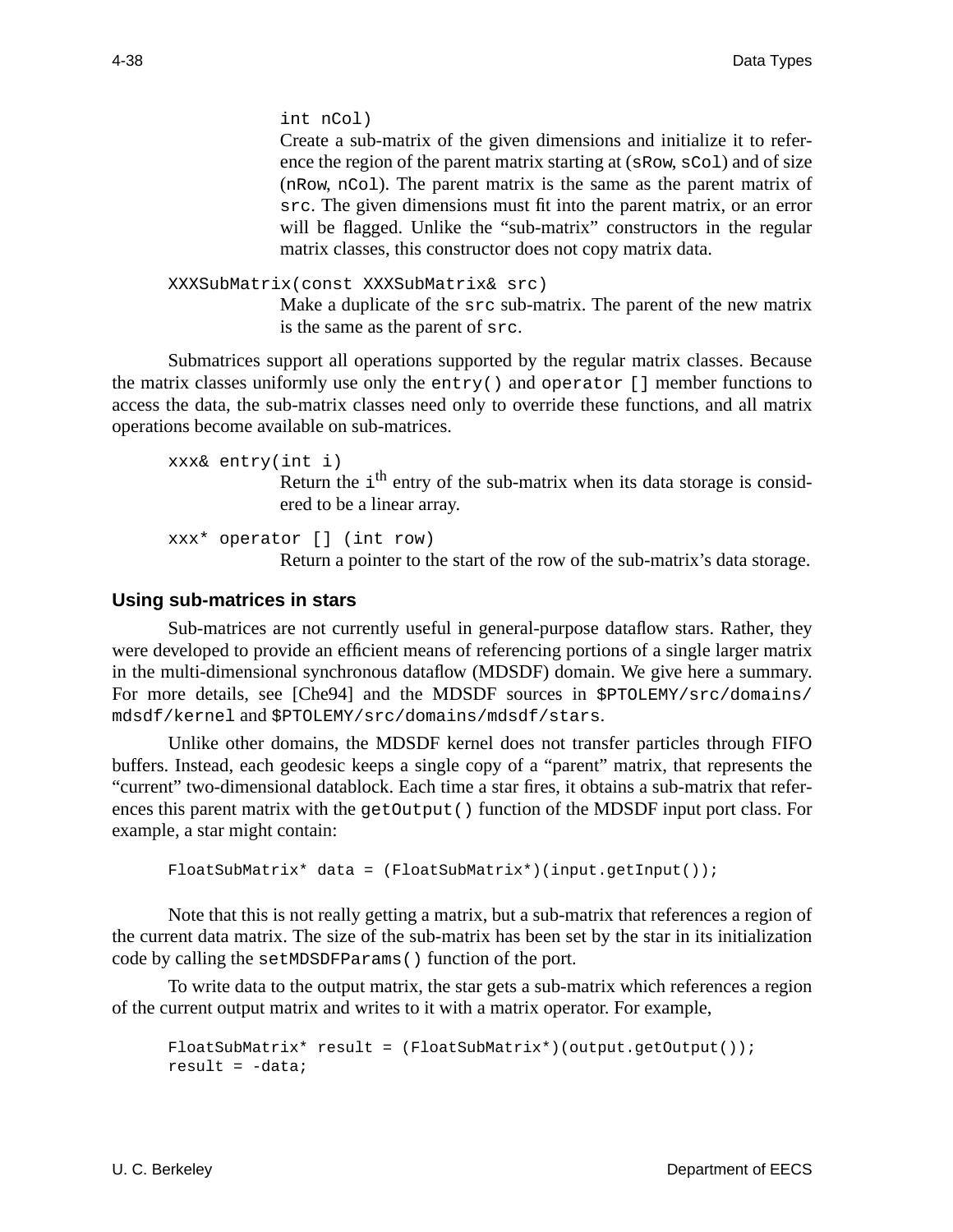```
int nCol)
```

Create a sub-matrix of the given dimensions and initialize it to reference the region of the parent matrix starting at (`sRow`, `sCol`) and of size (`nRow`, `nCol`). The parent matrix is the same as the parent matrix of `src`. The given dimensions must fit into the parent matrix, or an error will be flagged. Unlike the "sub-matrix" constructors in the regular matrix classes, this constructor does not copy matrix data.

```
XXXSubMatrix(const XXXSubMatrix& src)
```

Make a duplicate of the `src` sub-matrix. The parent of the new matrix is the same as the parent of `src`.

Submatrices support all operations supported by the regular matrix classes. Because the matrix classes uniformly use only the `entry()` and `operator []` member functions to access the data, the sub-matrix classes need only to override these functions, and all matrix operations become available on sub-matrices.

```
xxx& entry(int i)
```

Return the `i`th entry of the sub-matrix when its data storage is considered to be a linear array.

```
xxx* operator [] (int row)
```

Return a pointer to the start of the row of the sub-matrix's data storage.

### Using sub-matrices in stars

Sub-matrices are not currently useful in general-purpose dataflow stars. Rather, they were developed to provide an efficient means of referencing portions of a single larger matrix in the multi-dimensional synchronous dataflow (MDSDF) domain. We give here a summary. For more details, see [Che94] and the MDSDF sources in `$PTOLEMY/src/domains/mdsdf/kernel` and `$PTOLEMY/src/domains/mdsdf/stars`.

Unlike other domains, the MDSDF kernel does not transfer particles through FIFO buffers. Instead, each geodesic keeps a single copy of a "parent" matrix, that represents the "current" two-dimensional datablock. Each time a star fires, it obtains a sub-matrix that references this parent matrix with the `getOutput()` function of the MDSDF input port class. For example, a star might contain:

```
FloatSubMatrix* data = (FloatSubMatrix*)(input.getInput());
```

Note that this is not really getting a matrix, but a sub-matrix that references a region of the current data matrix. The size of the sub-matrix has been set by the star in its initialization code by calling the `setMDSDFParams()` function of the port.

To write data to the output matrix, the star gets a sub-matrix which references a region of the current output matrix and writes to it with a matrix operator. For example,

```
FloatSubMatrix* result = (FloatSubMatrix*)(output.getOutput());
result = -data;
```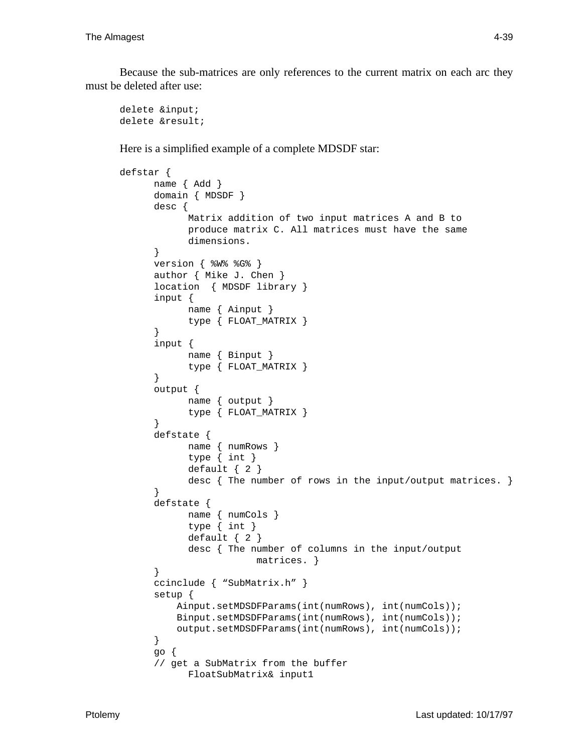Because the sub-matrices are only references to the current matrix on each arc they must be deleted after use:

```
delete &input;
delete &result;
```

Here is a simplified example of a complete MDSDF star:

```
defstar {
      name { Add }
      domain { MDSDF }
      desc {
            Matrix addition of two input matrices A and B to
            produce matrix C. All matrices must have the same
            dimensions.
      }
      version { %W% %G% }
      author { Mike J. Chen }
      location  { MDSDF library }
      input {
            name { Ainput }
            type { FLOAT_MATRIX }
      }
      input {
            name { Binput }
            type { FLOAT_MATRIX }
      }
      output {
            name { output }
            type { FLOAT_MATRIX }
      }
      defstate {
            name { numRows }
            type { int }
            default { 2 }
            desc { The number of rows in the input/output matrices. }
      }
      defstate {
            name { numCols }
            type { int }
            default { 2 }
            desc { The number of columns in the input/output
                        matrices. }
      }
      ccinclude { "SubMatrix.h" }
      setup {
          Ainput.setMDSDFParams(int(numRows), int(numCols));
          Binput.setMDSDFParams(int(numRows), int(numCols));
          output.setMDSDFParams(int(numRows), int(numCols));
      }
      go {
      // get a SubMatrix from the buffer
            FloatSubMatrix& input1
```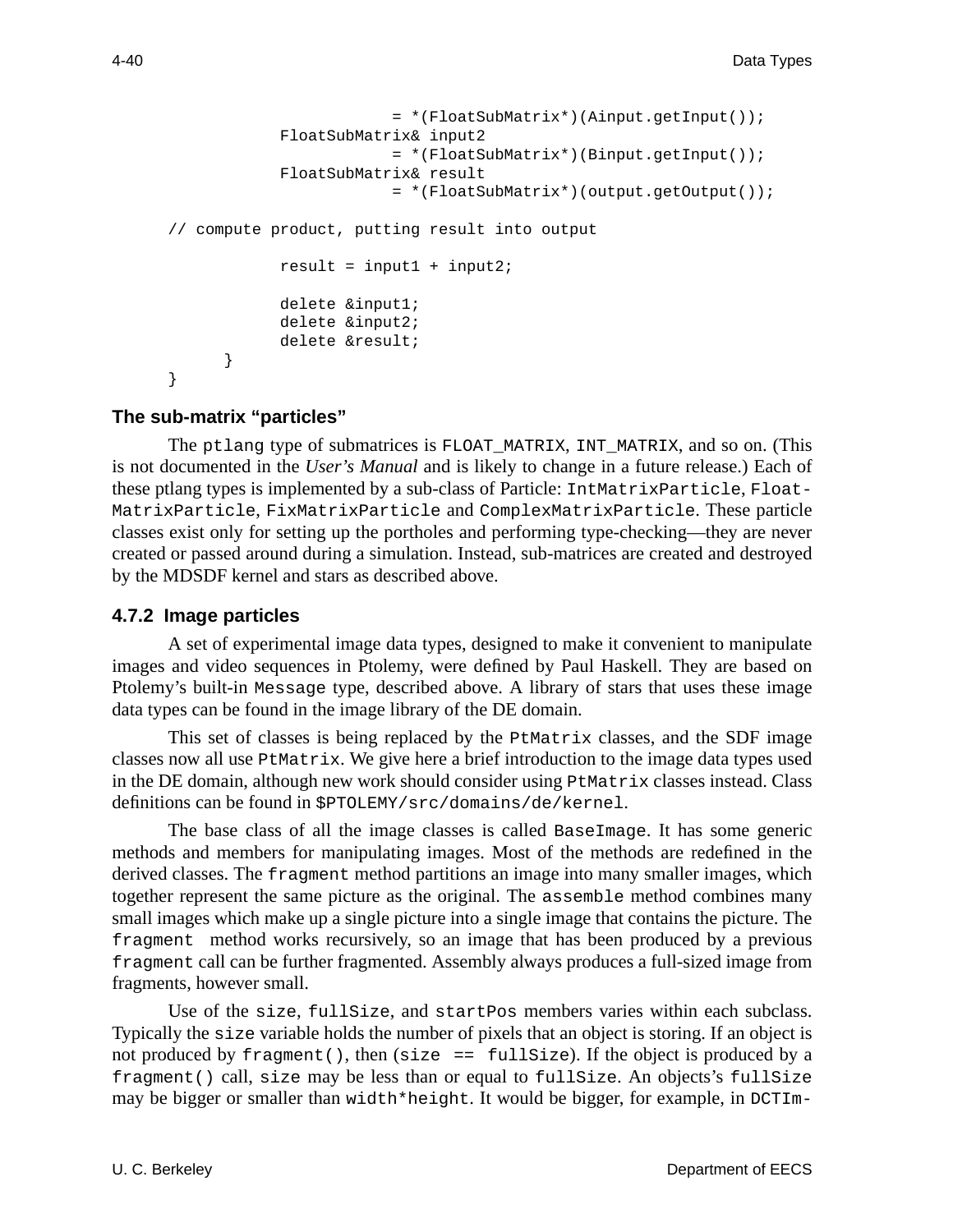```
                        = *(FloatSubMatrix*)(Ainput.getInput());
            FloatSubMatrix& input2
                        = *(FloatSubMatrix*)(Binput.getInput());
            FloatSubMatrix& result
                        = *(FloatSubMatrix*)(output.getOutput());

// compute product, putting result into output

            result = input1 + input2;

            delete &input1;
            delete &input2;
            delete &result;
      }
}
```

### The sub-matrix "particles"

The `ptlang` type of submatrices is `FLOAT_MATRIX`, `INT_MATRIX`, and so on. (This is not documented in the *User's Manual* and is likely to change in a future release.) Each of these ptlang types is implemented by a sub-class of Particle: `IntMatrixParticle`, `FloatMatrixParticle`, `FixMatrixParticle` and `ComplexMatrixParticle`. These particle classes exist only for setting up the portholes and performing type-checking—they are never created or passed around during a simulation. Instead, sub-matrices are created and destroyed by the MDSDF kernel and stars as described above.

### 4.7.2 Image particles

A set of experimental image data types, designed to make it convenient to manipulate images and video sequences in Ptolemy, were defined by Paul Haskell. They are based on Ptolemy's built-in `Message` type, described above. A library of stars that uses these image data types can be found in the image library of the DE domain.

This set of classes is being replaced by the `PtMatrix` classes, and the SDF image classes now all use `PtMatrix`. We give here a brief introduction to the image data types used in the DE domain, although new work should consider using `PtMatrix` classes instead. Class definitions can be found in `$PTOLEMY/src/domains/de/kernel`.

The base class of all the image classes is called `BaseImage`. It has some generic methods and members for manipulating images. Most of the methods are redefined in the derived classes. The `fragment` method partitions an image into many smaller images, which together represent the same picture as the original. The `assemble` method combines many small images which make up a single picture into a single image that contains the picture. The `fragment` method works recursively, so an image that has been produced by a previous `fragment` call can be further fragmented. Assembly always produces a full-sized image from fragments, however small.

Use of the `size`, `fullSize`, and `startPos` members varies within each subclass. Typically the `size` variable holds the number of pixels that an object is storing. If an object is not produced by `fragment()`, then (`size == fullSize`). If the object is produced by a `fragment()` call, `size` may be less than or equal to `fullSize`. An objects's `fullSize` may be bigger or smaller than `width*height`. It would be bigger, for example, in `DCTIm-`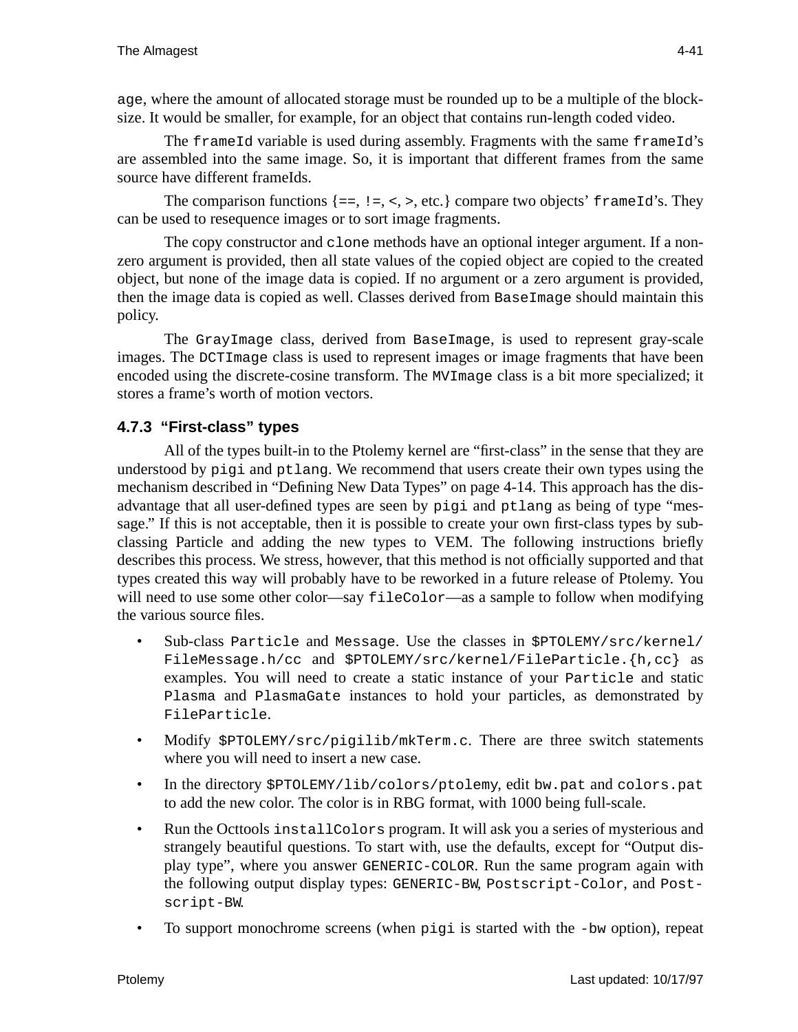age, where the amount of allocated storage must be rounded up to be a multiple of the block-size. It would be smaller, for example, for an object that contains run-length coded video.

The `frameId` variable is used during assembly. Fragments with the same `frameId`'s are assembled into the same image. So, it is important that different frames from the same source have different frameIds.

The comparison functions {`==`, `!=`, `<`, `>`, etc.} compare two objects' `frameId`'s. They can be used to resequence images or to sort image fragments.

The copy constructor and `clone` methods have an optional integer argument. If a non-zero argument is provided, then all state values of the copied object are copied to the created object, but none of the image data is copied. If no argument or a zero argument is provided, then the image data is copied as well. Classes derived from `BaseImage` should maintain this policy.

The `GrayImage` class, derived from `BaseImage`, is used to represent gray-scale images. The `DCTImage` class is used to represent images or image fragments that have been encoded using the discrete-cosine transform. The `MVImage` class is a bit more specialized; it stores a frame's worth of motion vectors.

### 4.7.3 "First-class" types

All of the types built-in to the Ptolemy kernel are "first-class" in the sense that they are understood by `pigi` and `ptlang`. We recommend that users create their own types using the mechanism described in "Defining New Data Types" on page 4-14. This approach has the disadvantage that all user-defined types are seen by `pigi` and `ptlang` as being of type "message." If this is not acceptable, then it is possible to create your own first-class types by sub-classing Particle and adding the new types to VEM. The following instructions briefly describes this process. We stress, however, that this method is not officially supported and that types created this way will probably have to be reworked in a future release of Ptolemy. You will need to use some other color—say `fileColor`—as a sample to follow when modifying the various source files.

- Sub-class `Particle` and `Message`. Use the classes in `$PTOLEMY/src/kernel/FileMessage.h/cc` and `$PTOLEMY/src/kernel/FileParticle.{h,cc}` as examples. You will need to create a static instance of your `Particle` and static `Plasma` and `PlasmaGate` instances to hold your particles, as demonstrated by `FileParticle`.
- Modify `$PTOLEMY/src/pigilib/mkTerm.c`. There are three switch statements where you will need to insert a new case.
- In the directory `$PTOLEMY/lib/colors/ptolemy`, edit `bw.pat` and `colors.pat` to add the new color. The color is in RBG format, with 1000 being full-scale.
- Run the Octtools `installColors` program. It will ask you a series of mysterious and strangely beautiful questions. To start with, use the defaults, except for "Output display type", where you answer `GENERIC-COLOR`. Run the same program again with the following output display types: `GENERIC-BW`, `Postscript-Color`, and `Postscript-BW`.
- To support monochrome screens (when `pigi` is started with the `-bw` option), repeat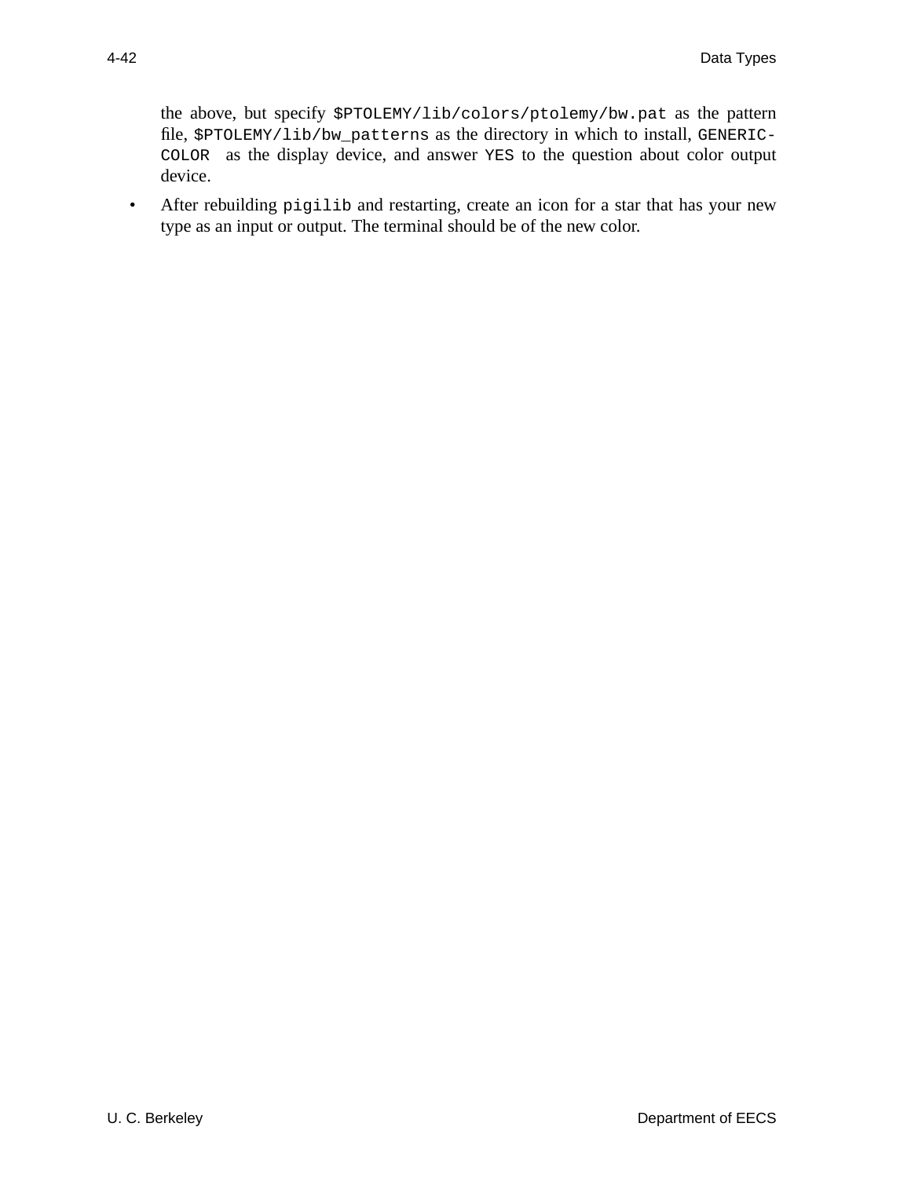the above, but specify `$PTOLEMY/lib/colors/ptolemy/bw.pat` as the pattern file, `$PTOLEMY/lib/bw_patterns` as the directory in which to install, `GENERIC-COLOR` as the display device, and answer `YES` to the question about color output device.

- After rebuilding `pigilib` and restarting, create an icon for a star that has your new type as an input or output. The terminal should be of the new color.